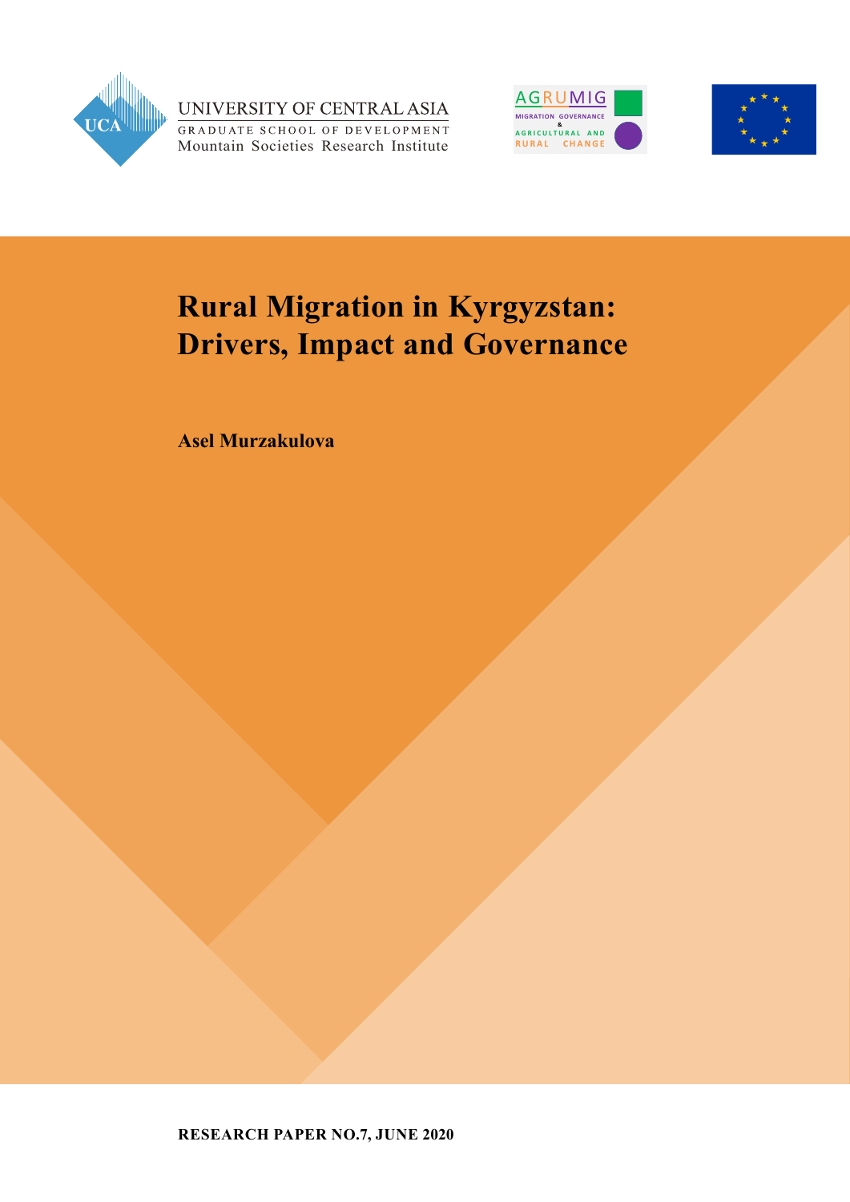UNIVERSITY OF CENTRAL ASIA

GRADUATE SCHOOL OF DEVELOPMENT

Mountain Societies Research Institute

AGRUMIG

MIGRATION GOVERNANCE & AGRICULTURAL AND RURAL CHANGE

# Rural Migration in Kyrgyzstan: Drivers, Impact and Governance

**Asel Murzakulova**

**RESEARCH PAPER NO.7, JUNE 2020**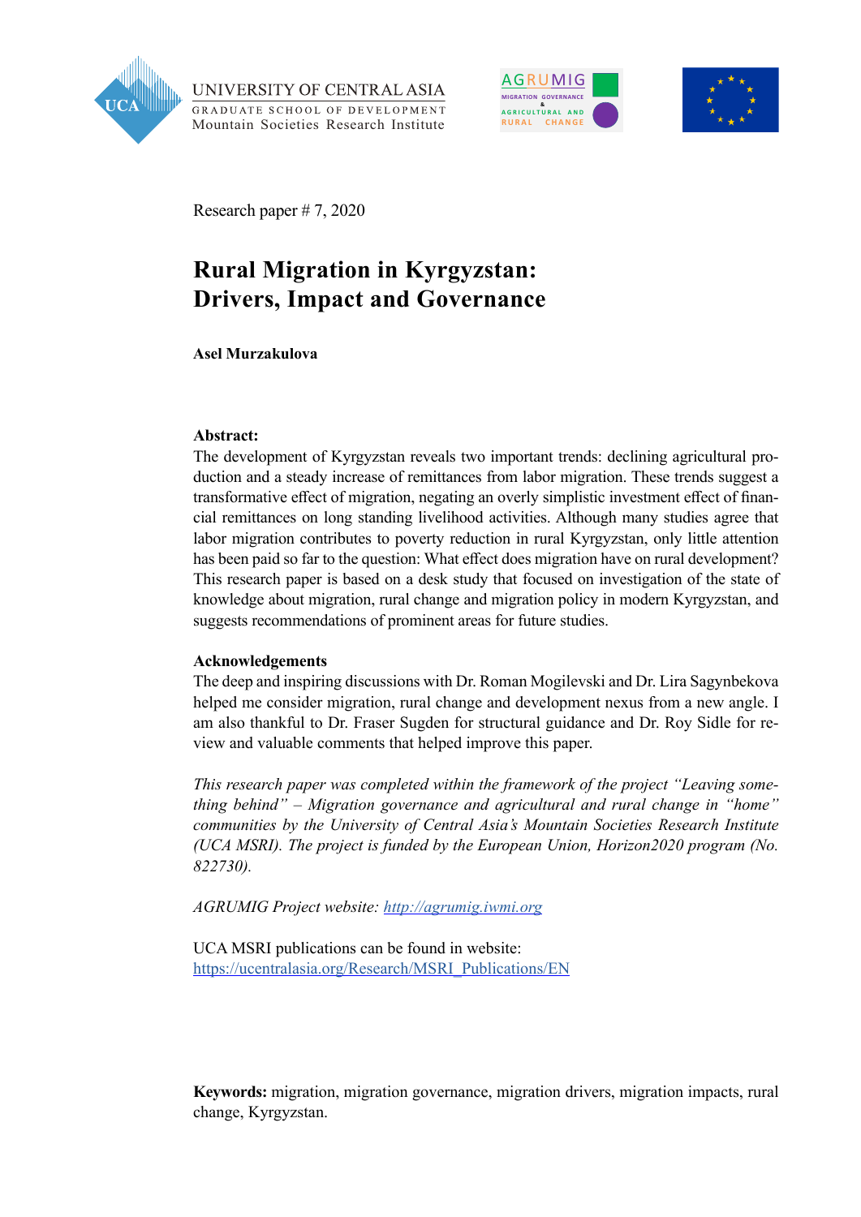UNIVERSITY OF CENTRAL ASIA
GRADUATE SCHOOL OF DEVELOPMENT
Mountain Societies Research Institute

Research paper # 7, 2020

# Rural Migration in Kyrgyzstan: Drivers, Impact and Governance

**Asel Murzakulova**

**Abstract:**
The development of Kyrgyzstan reveals two important trends: declining agricultural production and a steady increase of remittances from labor migration. These trends suggest a transformative effect of migration, negating an overly simplistic investment effect of financial remittances on long standing livelihood activities. Although many studies agree that labor migration contributes to poverty reduction in rural Kyrgyzstan, only little attention has been paid so far to the question: What effect does migration have on rural development? This research paper is based on a desk study that focused on investigation of the state of knowledge about migration, rural change and migration policy in modern Kyrgyzstan, and suggests recommendations of prominent areas for future studies.

**Acknowledgements**
The deep and inspiring discussions with Dr. Roman Mogilevski and Dr. Lira Sagynbekova helped me consider migration, rural change and development nexus from a new angle. I am also thankful to Dr. Fraser Sugden for structural guidance and Dr. Roy Sidle for review and valuable comments that helped improve this paper.

*This research paper was completed within the framework of the project "Leaving something behind" – Migration governance and agricultural and rural change in "home" communities by the University of Central Asia's Mountain Societies Research Institute (UCA MSRI). The project is funded by the European Union, Horizon2020 program (No. 822730).*

*AGRUMIG Project website:* [http://agrumig.iwmi.org](http://agrumig.iwmi.org)

UCA MSRI publications can be found in website:
[https://ucentralasia.org/Research/MSRI_Publications/EN](https://ucentralasia.org/Research/MSRI_Publications/EN)

**Keywords:** migration, migration governance, migration drivers, migration impacts, rural change, Kyrgyzstan.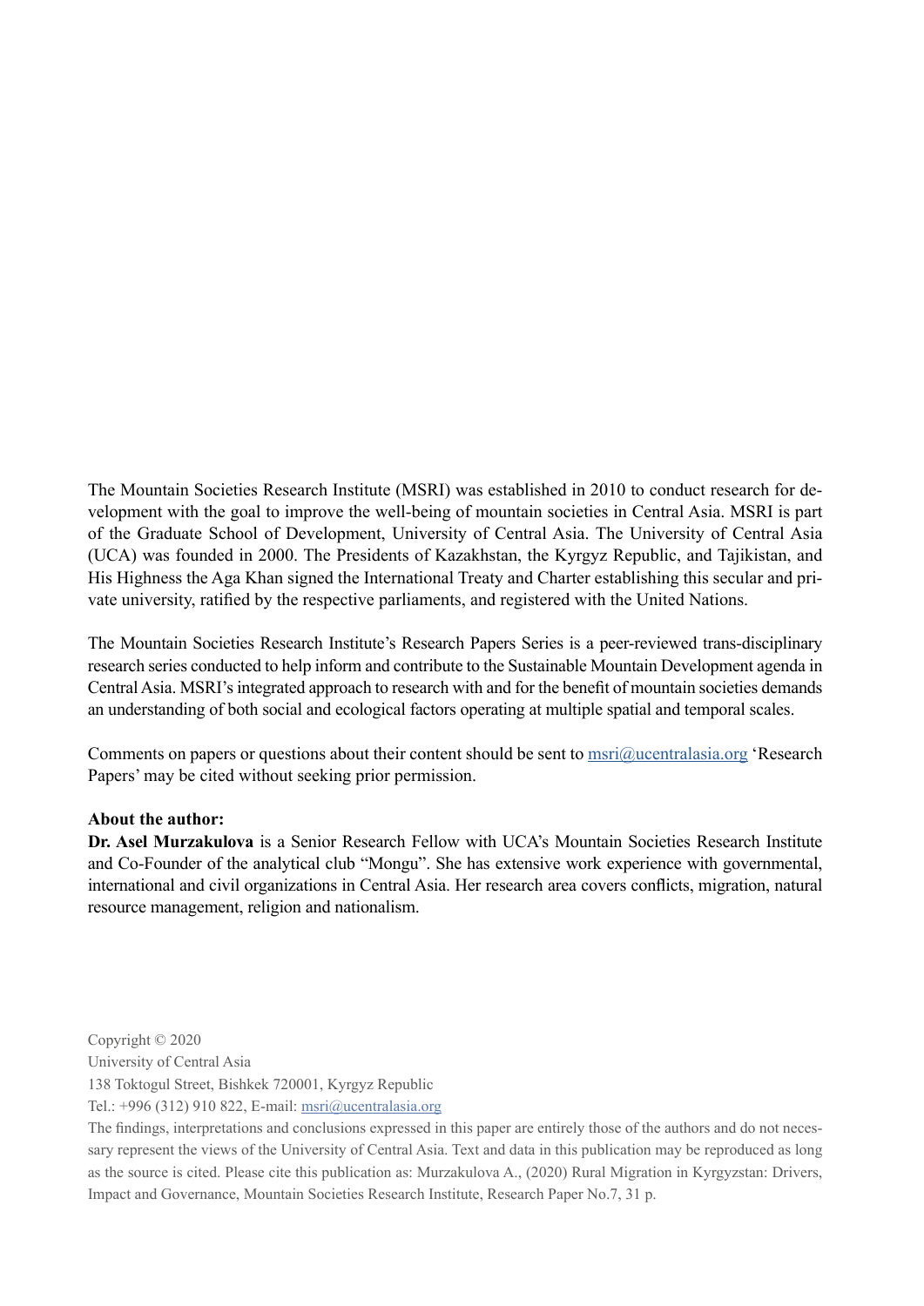The Mountain Societies Research Institute (MSRI) was established in 2010 to conduct research for development with the goal to improve the well-being of mountain societies in Central Asia. MSRI is part of the Graduate School of Development, University of Central Asia. The University of Central Asia (UCA) was founded in 2000. The Presidents of Kazakhstan, the Kyrgyz Republic, and Tajikistan, and His Highness the Aga Khan signed the International Treaty and Charter establishing this secular and private university, ratified by the respective parliaments, and registered with the United Nations.

The Mountain Societies Research Institute's Research Papers Series is a peer-reviewed trans-disciplinary research series conducted to help inform and contribute to the Sustainable Mountain Development agenda in Central Asia. MSRI's integrated approach to research with and for the benefit of mountain societies demands an understanding of both social and ecological factors operating at multiple spatial and temporal scales.

Comments on papers or questions about their content should be sent to msri@ucentralasia.org 'Research Papers' may be cited without seeking prior permission.

**About the author:**
**Dr. Asel Murzakulova** is a Senior Research Fellow with UCA's Mountain Societies Research Institute and Co-Founder of the analytical club "Mongu". She has extensive work experience with governmental, international and civil organizations in Central Asia. Her research area covers conflicts, migration, natural resource management, religion and nationalism.

Copyright © 2020
University of Central Asia
138 Toktogul Street, Bishkek 720001, Kyrgyz Republic
Tel.: +996 (312) 910 822, E-mail: msri@ucentralasia.org
The findings, interpretations and conclusions expressed in this paper are entirely those of the authors and do not necessary represent the views of the University of Central Asia. Text and data in this publication may be reproduced as long as the source is cited. Please cite this publication as: Murzakulova A., (2020) Rural Migration in Kyrgyzstan: Drivers, Impact and Governance, Mountain Societies Research Institute, Research Paper No.7, 31 p.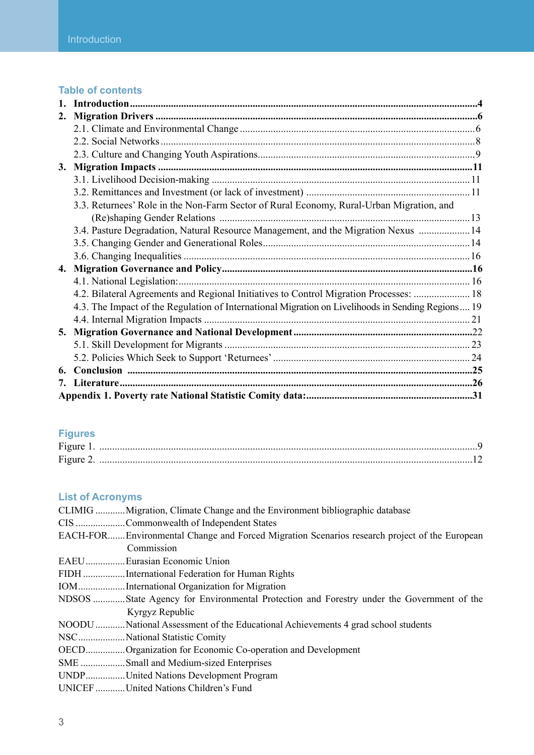## Table of contents

**1. Introduction** ..... **4**

**2. Migration Drivers** ..... **6**

- 2.1. Climate and Environmental Change ..... 6
- 2.2. Social Networks ..... 8
- 2.3. Culture and Changing Youth Aspirations ..... 9

**3. Migration Impacts** ..... **11**

- 3.1. Livelihood Decision-making ..... 11
- 3.2. Remittances and Investment (or lack of investment) ..... 11
- 3.3. Returnees' Role in the Non-Farm Sector of Rural Economy, Rural-Urban Migration, and (Re)shaping Gender Relations ..... 13
- 3.4. Pasture Degradation, Natural Resource Management, and the Migration Nexus ..... 14
- 3.5. Changing Gender and Generational Roles ..... 14
- 3.6. Changing Inequalities ..... 16

**4. Migration Governance and Policy** ..... **16**

- 4.1. National Legislation: ..... 16
- 4.2. Bilateral Agreements and Regional Initiatives to Control Migration Processes: ..... 18
- 4.3. The Impact of the Regulation of International Migration on Livelihoods in Sending Regions ..... 19
- 4.4. Internal Migration Impacts ..... 21

**5. Migration Governance and National Development** ..... **22**

- 5.1. Skill Development for Migrants ..... 23
- 5.2. Policies Which Seek to Support 'Returnees' ..... 24

**6. Conclusion** ..... **25**

**7. Literature** ..... **26**

**Appendix 1. Poverty rate National Statistic Comity data:** ..... **31**

## Figures

Figure 1. ..... 9

Figure 2. ..... 12

## List of Acronyms

CLIMIG ..... Migration, Climate Change and the Environment bibliographic database
CIS ..... Commonwealth of Independent States
EACH-FOR ..... Environmental Change and Forced Migration Scenarios research project of the European Commission
EAEU ..... Eurasian Economic Union
FIDH ..... International Federation for Human Rights
IOM ..... International Organization for Migration
NDSOS ..... State Agency for Environmental Protection and Forestry under the Government of the Kyrgyz Republic
NOODU ..... National Assessment of the Educational Achievements 4 grad school students
NSC ..... National Statistic Comity
OECD ..... Organization for Economic Co-operation and Development
SME ..... Small and Medium-sized Enterprises
UNDP ..... United Nations Development Program
UNICEF ..... United Nations Children's Fund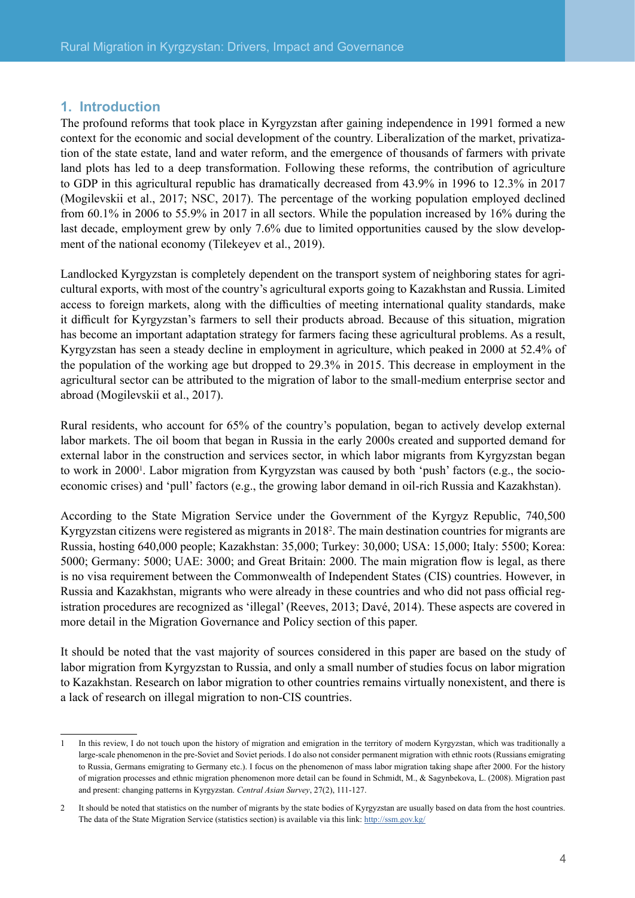## 1. Introduction

The profound reforms that took place in Kyrgyzstan after gaining independence in 1991 formed a new context for the economic and social development of the country. Liberalization of the market, privatization of the state estate, land and water reform, and the emergence of thousands of farmers with private land plots has led to a deep transformation. Following these reforms, the contribution of agriculture to GDP in this agricultural republic has dramatically decreased from 43.9% in 1996 to 12.3% in 2017 (Mogilevskii et al., 2017; NSC, 2017). The percentage of the working population employed declined from 60.1% in 2006 to 55.9% in 2017 in all sectors. While the population increased by 16% during the last decade, employment grew by only 7.6% due to limited opportunities caused by the slow development of the national economy (Tilekeyev et al., 2019).

Landlocked Kyrgyzstan is completely dependent on the transport system of neighboring states for agricultural exports, with most of the country's agricultural exports going to Kazakhstan and Russia. Limited access to foreign markets, along with the difficulties of meeting international quality standards, make it difficult for Kyrgyzstan's farmers to sell their products abroad. Because of this situation, migration has become an important adaptation strategy for farmers facing these agricultural problems. As a result, Kyrgyzstan has seen a steady decline in employment in agriculture, which peaked in 2000 at 52.4% of the population of the working age but dropped to 29.3% in 2015. This decrease in employment in the agricultural sector can be attributed to the migration of labor to the small-medium enterprise sector and abroad (Mogilevskii et al., 2017).

Rural residents, who account for 65% of the country's population, began to actively develop external labor markets. The oil boom that began in Russia in the early 2000s created and supported demand for external labor in the construction and services sector, in which labor migrants from Kyrgyzstan began to work in 2000[1]. Labor migration from Kyrgyzstan was caused by both 'push' factors (e.g., the socio-economic crises) and 'pull' factors (e.g., the growing labor demand in oil-rich Russia and Kazakhstan).

According to the State Migration Service under the Government of the Kyrgyz Republic, 740,500 Kyrgyzstan citizens were registered as migrants in 2018[2]. The main destination countries for migrants are Russia, hosting 640,000 people; Kazakhstan: 35,000; Turkey: 30,000; USA: 15,000; Italy: 5500; Korea: 5000; Germany: 5000; UAE: 3000; and Great Britain: 2000. The main migration flow is legal, as there is no visa requirement between the Commonwealth of Independent States (CIS) countries. However, in Russia and Kazakhstan, migrants who were already in these countries and who did not pass official registration procedures are recognized as 'illegal' (Reeves, 2013; Davé, 2014). These aspects are covered in more detail in the Migration Governance and Policy section of this paper.

It should be noted that the vast majority of sources considered in this paper are based on the study of labor migration from Kyrgyzstan to Russia, and only a small number of studies focus on labor migration to Kazakhstan. Research on labor migration to other countries remains virtually nonexistent, and there is a lack of research on illegal migration to non-CIS countries.

---

1 In this review, I do not touch upon the history of migration and emigration in the territory of modern Kyrgyzstan, which was traditionally a large-scale phenomenon in the pre-Soviet and Soviet periods. I do also not consider permanent migration with ethnic roots (Russians emigrating to Russia, Germans emigrating to Germany etc.). I focus on the phenomenon of mass labor migration taking shape after 2000. For the history of migration processes and ethnic migration phenomenon more detail can be found in Schmidt, M., & Sagynbekova, L. (2008). Migration past and present: changing patterns in Kyrgyzstan. *Central Asian Survey*, 27(2), 111-127.

2 It should be noted that statistics on the number of migrants by the state bodies of Kyrgyzstan are usually based on data from the host countries. The data of the State Migration Service (statistics section) is available via this link: http://ssm.gov.kg/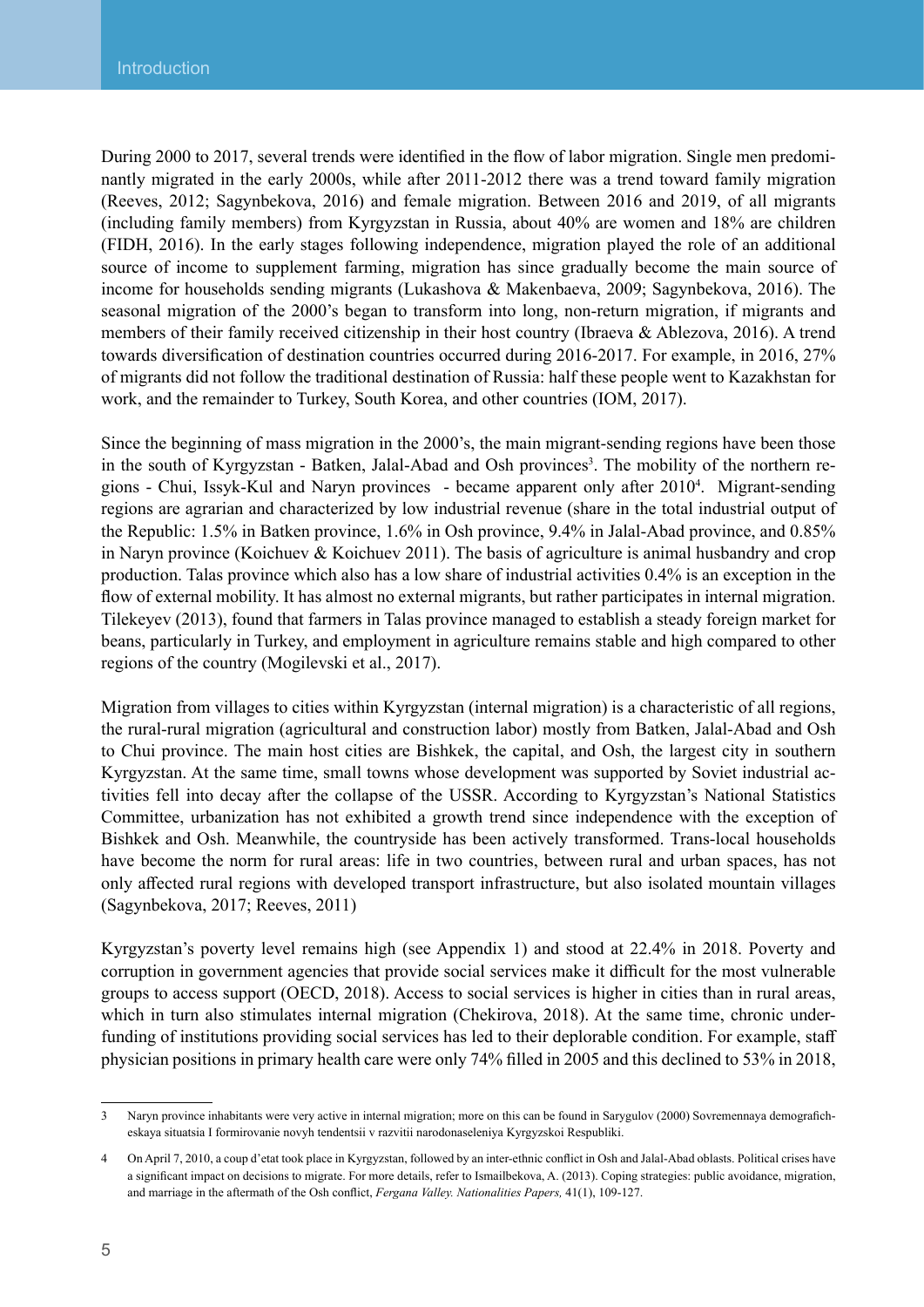During 2000 to 2017, several trends were identified in the flow of labor migration. Single men predominantly migrated in the early 2000s, while after 2011-2012 there was a trend toward family migration (Reeves, 2012; Sagynbekova, 2016) and female migration. Between 2016 and 2019, of all migrants (including family members) from Kyrgyzstan in Russia, about 40% are women and 18% are children (FIDH, 2016). In the early stages following independence, migration played the role of an additional source of income to supplement farming, migration has since gradually become the main source of income for households sending migrants (Lukashova & Makenbaeva, 2009; Sagynbekova, 2016). The seasonal migration of the 2000's began to transform into long, non-return migration, if migrants and members of their family received citizenship in their host country (Ibraeva & Ablezova, 2016). A trend towards diversification of destination countries occurred during 2016-2017. For example, in 2016, 27% of migrants did not follow the traditional destination of Russia: half these people went to Kazakhstan for work, and the remainder to Turkey, South Korea, and other countries (IOM, 2017).

Since the beginning of mass migration in the 2000's, the main migrant-sending regions have been those in the south of Kyrgyzstan - Batken, Jalal-Abad and Osh provinces[3]. The mobility of the northern regions - Chui, Issyk-Kul and Naryn provinces - became apparent only after 2010[4]. Migrant-sending regions are agrarian and characterized by low industrial revenue (share in the total industrial output of the Republic: 1.5% in Batken province, 1.6% in Osh province, 9.4% in Jalal-Abad province, and 0.85% in Naryn province (Koichuev & Koichuev 2011). The basis of agriculture is animal husbandry and crop production. Talas province which also has a low share of industrial activities 0.4% is an exception in the flow of external mobility. It has almost no external migrants, but rather participates in internal migration. Tilekeyev (2013), found that farmers in Talas province managed to establish a steady foreign market for beans, particularly in Turkey, and employment in agriculture remains stable and high compared to other regions of the country (Mogilevski et al., 2017).

Migration from villages to cities within Kyrgyzstan (internal migration) is a characteristic of all regions, the rural-rural migration (agricultural and construction labor) mostly from Batken, Jalal-Abad and Osh to Chui province. The main host cities are Bishkek, the capital, and Osh, the largest city in southern Kyrgyzstan. At the same time, small towns whose development was supported by Soviet industrial activities fell into decay after the collapse of the USSR. According to Kyrgyzstan's National Statistics Committee, urbanization has not exhibited a growth trend since independence with the exception of Bishkek and Osh. Meanwhile, the countryside has been actively transformed. Trans-local households have become the norm for rural areas: life in two countries, between rural and urban spaces, has not only affected rural regions with developed transport infrastructure, but also isolated mountain villages (Sagynbekova, 2017; Reeves, 2011)

Kyrgyzstan's poverty level remains high (see Appendix 1) and stood at 22.4% in 2018. Poverty and corruption in government agencies that provide social services make it difficult for the most vulnerable groups to access support (OECD, 2018). Access to social services is higher in cities than in rural areas, which in turn also stimulates internal migration (Chekirova, 2018). At the same time, chronic underfunding of institutions providing social services has led to their deplorable condition. For example, staff physician positions in primary health care were only 74% filled in 2005 and this declined to 53% in 2018,

---

3 Naryn province inhabitants were very active in internal migration; more on this can be found in Sarygulov (2000) Sovremennaya demograficheskaya situatsia I formirovanie novyh tendentsii v razvitii narodonaseleniya Kyrgyzskoi Respubliki.

4 On April 7, 2010, a coup d'etat took place in Kyrgyzstan, followed by an inter-ethnic conflict in Osh and Jalal-Abad oblasts. Political crises have a significant impact on decisions to migrate. For more details, refer to Ismailbekova, A. (2013). Coping strategies: public avoidance, migration, and marriage in the aftermath of the Osh conflict, *Fergana Valley. Nationalities Papers,* 41(1), 109-127.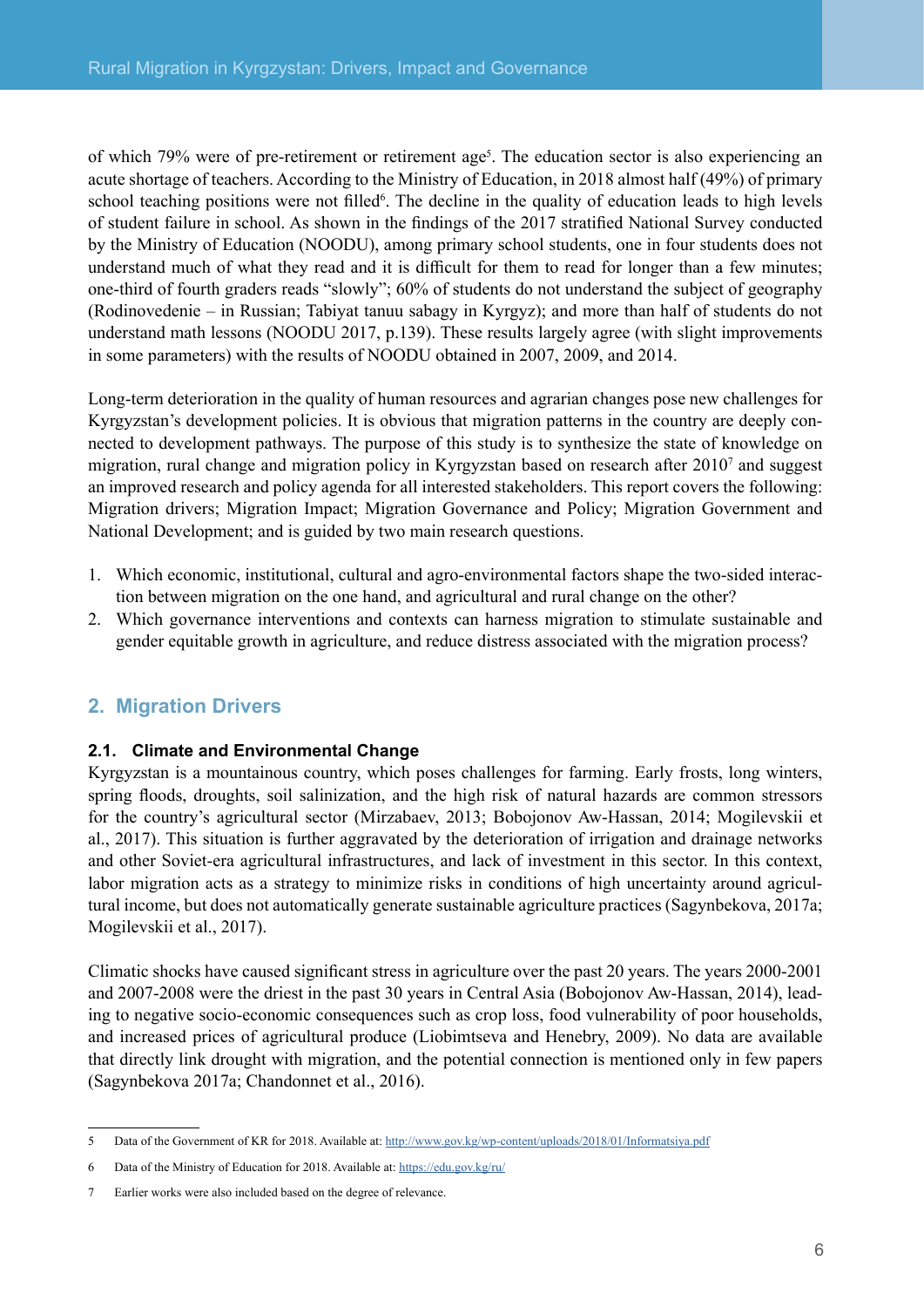of which 79% were of pre-retirement or retirement age[5]. The education sector is also experiencing an acute shortage of teachers. According to the Ministry of Education, in 2018 almost half (49%) of primary school teaching positions were not filled[6]. The decline in the quality of education leads to high levels of student failure in school. As shown in the findings of the 2017 stratified National Survey conducted by the Ministry of Education (NOODU), among primary school students, one in four students does not understand much of what they read and it is difficult for them to read for longer than a few minutes; one-third of fourth graders reads "slowly"; 60% of students do not understand the subject of geography (Rodinovedenie – in Russian; Tabiyat tanuu sabagy in Kyrgyz); and more than half of students do not understand math lessons (NOODU 2017, p.139). These results largely agree (with slight improvements in some parameters) with the results of NOODU obtained in 2007, 2009, and 2014.

Long-term deterioration in the quality of human resources and agrarian changes pose new challenges for Kyrgyzstan's development policies. It is obvious that migration patterns in the country are deeply connected to development pathways. The purpose of this study is to synthesize the state of knowledge on migration, rural change and migration policy in Kyrgyzstan based on research after 2010[7] and suggest an improved research and policy agenda for all interested stakeholders. This report covers the following: Migration drivers; Migration Impact; Migration Governance and Policy; Migration Government and National Development; and is guided by two main research questions.

1. Which economic, institutional, cultural and agro-environmental factors shape the two-sided interaction between migration on the one hand, and agricultural and rural change on the other?
2. Which governance interventions and contexts can harness migration to stimulate sustainable and gender equitable growth in agriculture, and reduce distress associated with the migration process?

## 2. Migration Drivers

### 2.1. Climate and Environmental Change

Kyrgyzstan is a mountainous country, which poses challenges for farming. Early frosts, long winters, spring floods, droughts, soil salinization, and the high risk of natural hazards are common stressors for the country's agricultural sector (Mirzabaev, 2013; Bobojonov Aw-Hassan, 2014; Mogilevskii et al., 2017). This situation is further aggravated by the deterioration of irrigation and drainage networks and other Soviet-era agricultural infrastructures, and lack of investment in this sector. In this context, labor migration acts as a strategy to minimize risks in conditions of high uncertainty around agricultural income, but does not automatically generate sustainable agriculture practices (Sagynbekova, 2017a; Mogilevskii et al., 2017).

Climatic shocks have caused significant stress in agriculture over the past 20 years. The years 2000-2001 and 2007-2008 were the driest in the past 30 years in Central Asia (Bobojonov Aw-Hassan, 2014), leading to negative socio-economic consequences such as crop loss, food vulnerability of poor households, and increased prices of agricultural produce (Liobimtseva and Henebry, 2009). No data are available that directly link drought with migration, and the potential connection is mentioned only in few papers (Sagynbekova 2017a; Chandonnet et al., 2016).

---

5 Data of the Government of KR for 2018. Available at: http://www.gov.kg/wp-content/uploads/2018/01/Informatsiya.pdf

6 Data of the Ministry of Education for 2018. Available at: https://edu.gov.kg/ru/

7 Earlier works were also included based on the degree of relevance.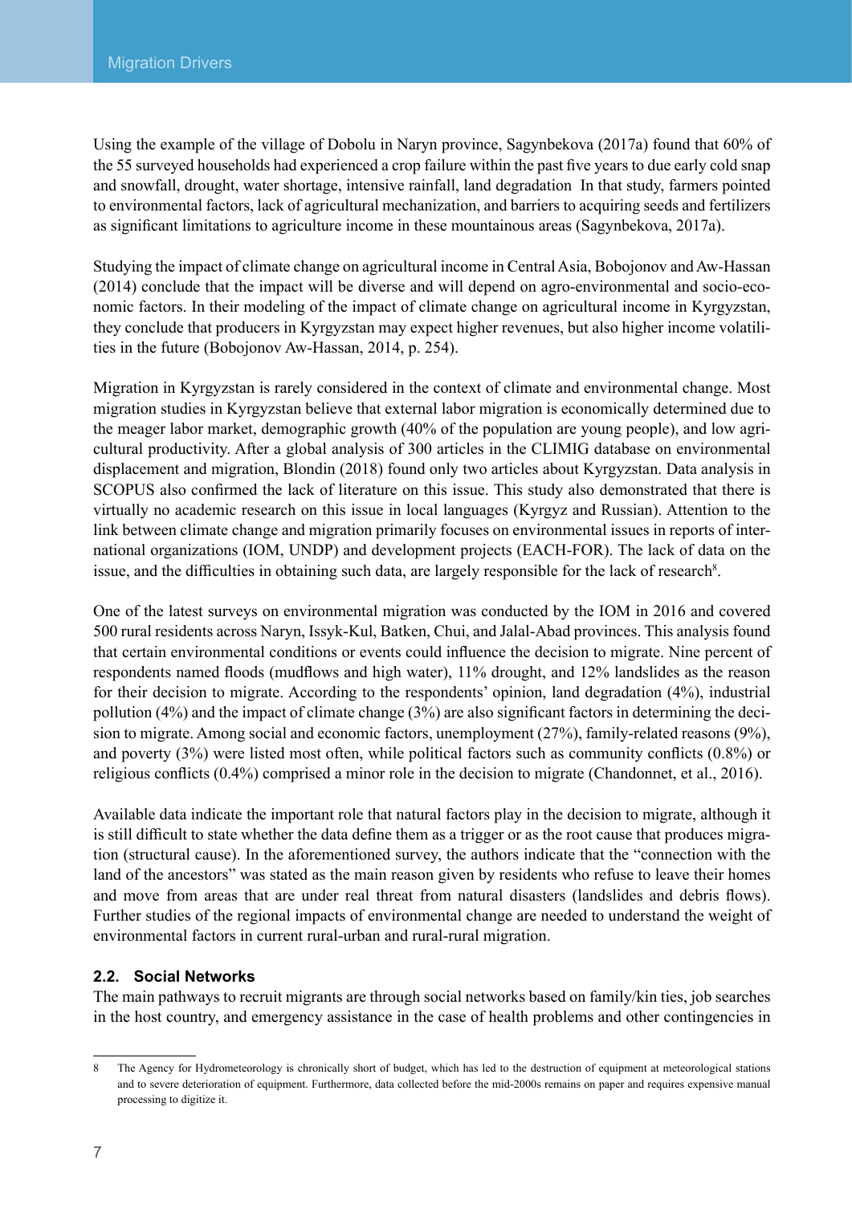Using the example of the village of Dobolu in Naryn province, Sagynbekova (2017a) found that 60% of the 55 surveyed households had experienced a crop failure within the past five years to due early cold snap and snowfall, drought, water shortage, intensive rainfall, land degradation In that study, farmers pointed to environmental factors, lack of agricultural mechanization, and barriers to acquiring seeds and fertilizers as significant limitations to agriculture income in these mountainous areas (Sagynbekova, 2017a).

Studying the impact of climate change on agricultural income in Central Asia, Bobojonov and Aw-Hassan (2014) conclude that the impact will be diverse and will depend on agro-environmental and socio-economic factors. In their modeling of the impact of climate change on agricultural income in Kyrgyzstan, they conclude that producers in Kyrgyzstan may expect higher revenues, but also higher income volatilities in the future (Bobojonov Aw-Hassan, 2014, p. 254).

Migration in Kyrgyzstan is rarely considered in the context of climate and environmental change. Most migration studies in Kyrgyzstan believe that external labor migration is economically determined due to the meager labor market, demographic growth (40% of the population are young people), and low agricultural productivity. After a global analysis of 300 articles in the CLIMIG database on environmental displacement and migration, Blondin (2018) found only two articles about Kyrgyzstan. Data analysis in SCOPUS also confirmed the lack of literature on this issue. This study also demonstrated that there is virtually no academic research on this issue in local languages (Kyrgyz and Russian). Attention to the link between climate change and migration primarily focuses on environmental issues in reports of international organizations (IOM, UNDP) and development projects (EACH-FOR). The lack of data on the issue, and the difficulties in obtaining such data, are largely responsible for the lack of research[8].

One of the latest surveys on environmental migration was conducted by the IOM in 2016 and covered 500 rural residents across Naryn, Issyk-Kul, Batken, Chui, and Jalal-Abad provinces. This analysis found that certain environmental conditions or events could influence the decision to migrate. Nine percent of respondents named floods (mudflows and high water), 11% drought, and 12% landslides as the reason for their decision to migrate. According to the respondents' opinion, land degradation (4%), industrial pollution (4%) and the impact of climate change (3%) are also significant factors in determining the decision to migrate. Among social and economic factors, unemployment (27%), family-related reasons (9%), and poverty (3%) were listed most often, while political factors such as community conflicts (0.8%) or religious conflicts (0.4%) comprised a minor role in the decision to migrate (Chandonnet, et al., 2016).

Available data indicate the important role that natural factors play in the decision to migrate, although it is still difficult to state whether the data define them as a trigger or as the root cause that produces migration (structural cause). In the aforementioned survey, the authors indicate that the "connection with the land of the ancestors" was stated as the main reason given by residents who refuse to leave their homes and move from areas that are under real threat from natural disasters (landslides and debris flows). Further studies of the regional impacts of environmental change are needed to understand the weight of environmental factors in current rural-urban and rural-rural migration.

### 2.2. Social Networks

The main pathways to recruit migrants are through social networks based on family/kin ties, job searches in the host country, and emergency assistance in the case of health problems and other contingencies in

---

8 The Agency for Hydrometeorology is chronically short of budget, which has led to the destruction of equipment at meteorological stations and to severe deterioration of equipment. Furthermore, data collected before the mid-2000s remains on paper and requires expensive manual processing to digitize it.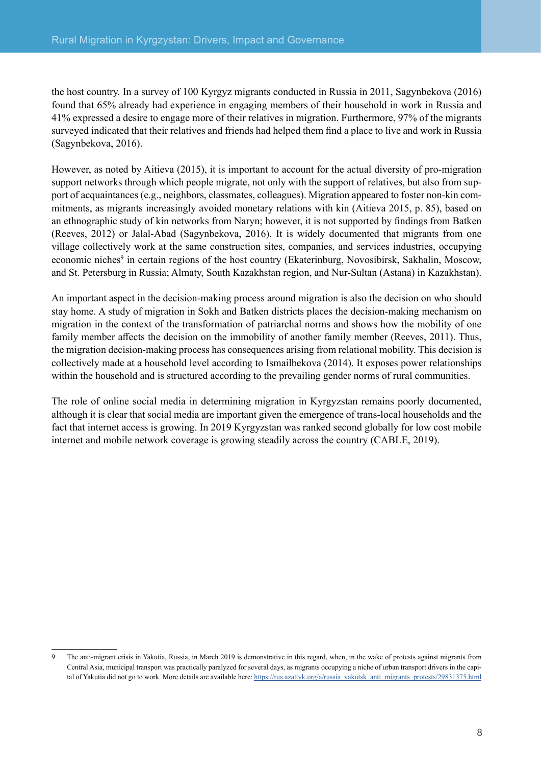the host country. In a survey of 100 Kyrgyz migrants conducted in Russia in 2011, Sagynbekova (2016) found that 65% already had experience in engaging members of their household in work in Russia and 41% expressed a desire to engage more of their relatives in migration. Furthermore, 97% of the migrants surveyed indicated that their relatives and friends had helped them find a place to live and work in Russia (Sagynbekova, 2016).

However, as noted by Aitieva (2015), it is important to account for the actual diversity of pro-migration support networks through which people migrate, not only with the support of relatives, but also from support of acquaintances (e.g., neighbors, classmates, colleagues). Migration appeared to foster non-kin commitments, as migrants increasingly avoided monetary relations with kin (Aitieva 2015, p. 85), based on an ethnographic study of kin networks from Naryn; however, it is not supported by findings from Batken (Reeves, 2012) or Jalal-Abad (Sagynbekova, 2016). It is widely documented that migrants from one village collectively work at the same construction sites, companies, and services industries, occupying economic niches[9] in certain regions of the host country (Ekaterinburg, Novosibirsk, Sakhalin, Moscow, and St. Petersburg in Russia; Almaty, South Kazakhstan region, and Nur-Sultan (Astana) in Kazakhstan).

An important aspect in the decision-making process around migration is also the decision on who should stay home. A study of migration in Sokh and Batken districts places the decision-making mechanism on migration in the context of the transformation of patriarchal norms and shows how the mobility of one family member affects the decision on the immobility of another family member (Reeves, 2011). Thus, the migration decision-making process has consequences arising from relational mobility. This decision is collectively made at a household level according to Ismailbekova (2014). It exposes power relationships within the household and is structured according to the prevailing gender norms of rural communities.

The role of online social media in determining migration in Kyrgyzstan remains poorly documented, although it is clear that social media are important given the emergence of trans-local households and the fact that internet access is growing. In 2019 Kyrgyzstan was ranked second globally for low cost mobile internet and mobile network coverage is growing steadily across the country (CABLE, 2019).

---

9 The anti-migrant crisis in Yakutia, Russia, in March 2019 is demonstrative in this regard, when, in the wake of protests against migrants from Central Asia, municipal transport was practically paralyzed for several days, as migrants occupying a niche of urban transport drivers in the capital of Yakutia did not go to work. More details are available here: https://rus.azattyk.org/a/russia_yakutsk_anti_migrants_protests/29831375.html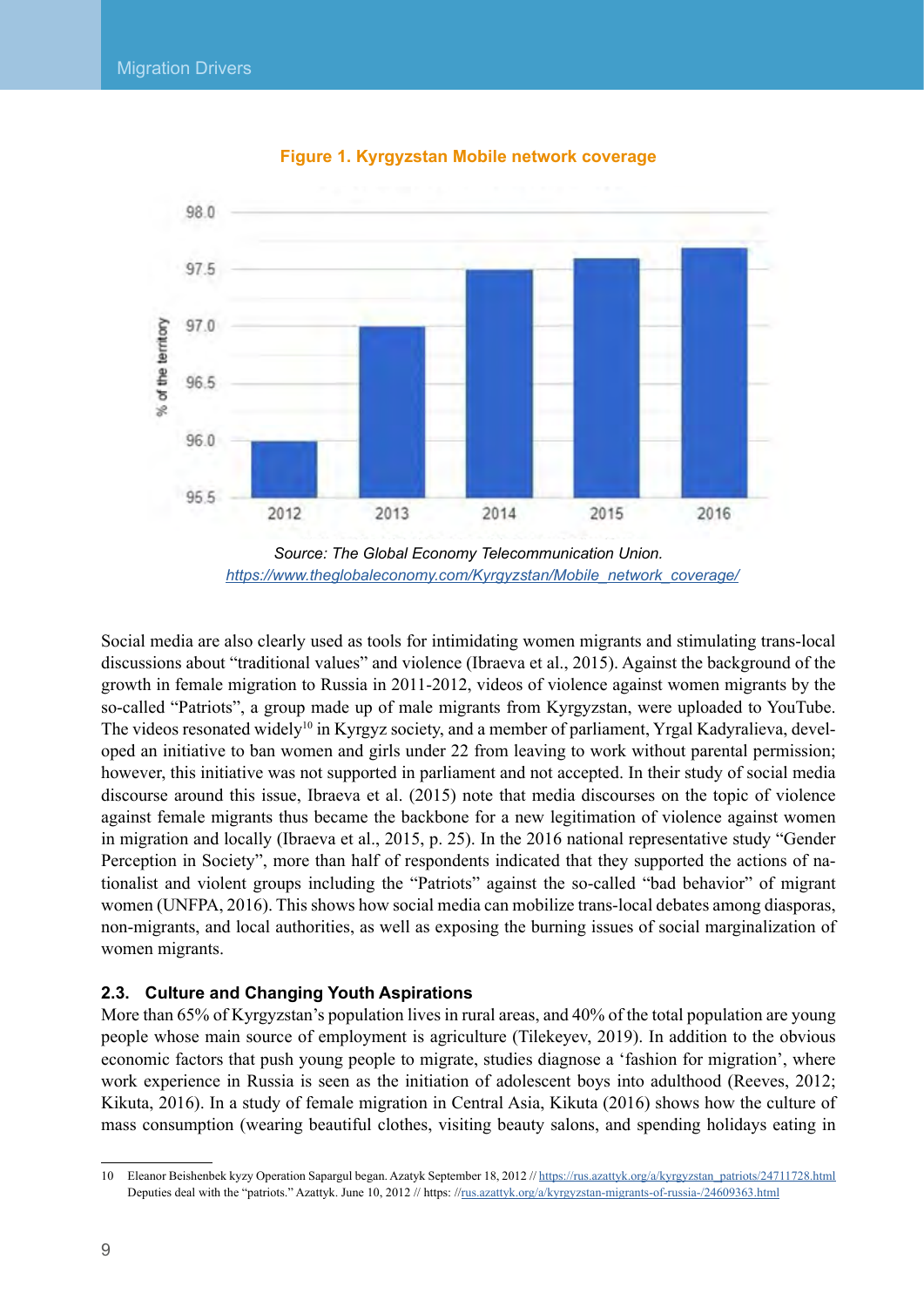**Figure 1. Kyrgyzstan Mobile network coverage**

*Source: The Global Economy Telecommunication Union.*
https://www.theglobaleconomy.com/Kyrgyzstan/Mobile_network_coverage/

Social media are also clearly used as tools for intimidating women migrants and stimulating trans-local discussions about "traditional values" and violence (Ibraeva et al., 2015). Against the background of the growth in female migration to Russia in 2011-2012, videos of violence against women migrants by the so-called "Patriots", a group made up of male migrants from Kyrgyzstan, were uploaded to YouTube. The videos resonated widely[10] in Kyrgyz society, and a member of parliament, Yrgal Kadyralieva, developed an initiative to ban women and girls under 22 from leaving to work without parental permission; however, this initiative was not supported in parliament and not accepted. In their study of social media discourse around this issue, Ibraeva et al. (2015) note that media discourses on the topic of violence against female migrants thus became the backbone for a new legitimation of violence against women in migration and locally (Ibraeva et al., 2015, p. 25). In the 2016 national representative study "Gender Perception in Society", more than half of respondents indicated that they supported the actions of nationalist and violent groups including the "Patriots" against the so-called "bad behavior" of migrant women (UNFPA, 2016). This shows how social media can mobilize trans-local debates among diasporas, non-migrants, and local authorities, as well as exposing the burning issues of social marginalization of women migrants.

### 2.3. Culture and Changing Youth Aspirations

More than 65% of Kyrgyzstan's population lives in rural areas, and 40% of the total population are young people whose main source of employment is agriculture (Tilekeyev, 2019). In addition to the obvious economic factors that push young people to migrate, studies diagnose a 'fashion for migration', where work experience in Russia is seen as the initiation of adolescent boys into adulthood (Reeves, 2012; Kikuta, 2016). In a study of female migration in Central Asia, Kikuta (2016) shows how the culture of mass consumption (wearing beautiful clothes, visiting beauty salons, and spending holidays eating in

---

10 Eleanor Beishenbek kyzy Operation Sapargul began. Azatyk September 18, 2012 // https://rus.azattyk.org/a/kyrgyzstan_patriots/24711728.html Deputies deal with the "patriots." Azattyk. June 10, 2012 // https: //rus.azattyk.org/a/kyrgyzstan-migrants-of-russia-/24609363.html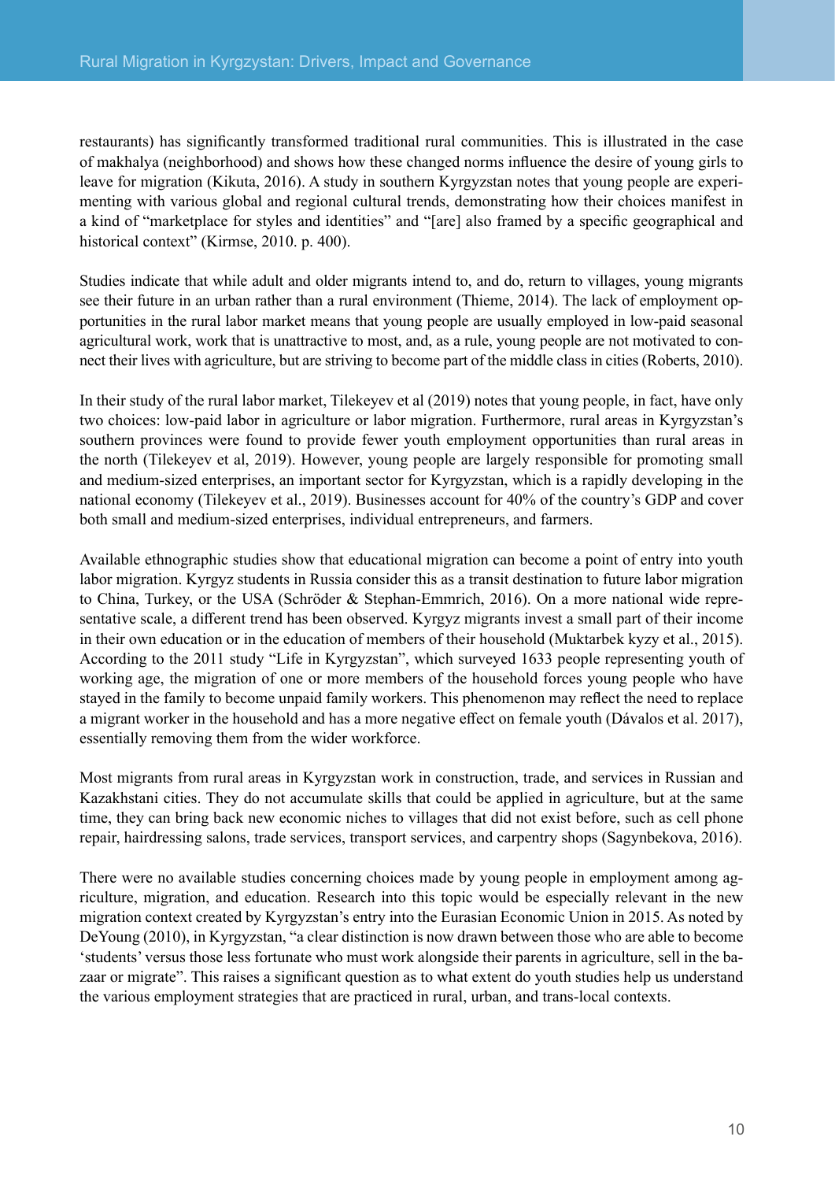restaurants) has significantly transformed traditional rural communities. This is illustrated in the case of makhalya (neighborhood) and shows how these changed norms influence the desire of young girls to leave for migration (Kikuta, 2016). A study in southern Kyrgyzstan notes that young people are experimenting with various global and regional cultural trends, demonstrating how their choices manifest in a kind of "marketplace for styles and identities" and "[are] also framed by a specific geographical and historical context" (Kirmse, 2010. p. 400).

Studies indicate that while adult and older migrants intend to, and do, return to villages, young migrants see their future in an urban rather than a rural environment (Thieme, 2014). The lack of employment opportunities in the rural labor market means that young people are usually employed in low-paid seasonal agricultural work, work that is unattractive to most, and, as a rule, young people are not motivated to connect their lives with agriculture, but are striving to become part of the middle class in cities (Roberts, 2010).

In their study of the rural labor market, Tilekeyev et al (2019) notes that young people, in fact, have only two choices: low-paid labor in agriculture or labor migration. Furthermore, rural areas in Kyrgyzstan's southern provinces were found to provide fewer youth employment opportunities than rural areas in the north (Tilekeyev et al, 2019). However, young people are largely responsible for promoting small and medium-sized enterprises, an important sector for Kyrgyzstan, which is a rapidly developing in the national economy (Tilekeyev et al., 2019). Businesses account for 40% of the country's GDP and cover both small and medium-sized enterprises, individual entrepreneurs, and farmers.

Available ethnographic studies show that educational migration can become a point of entry into youth labor migration. Kyrgyz students in Russia consider this as a transit destination to future labor migration to China, Turkey, or the USA (Schröder & Stephan-Emmrich, 2016). On a more national wide representative scale, a different trend has been observed. Kyrgyz migrants invest a small part of their income in their own education or in the education of members of their household (Muktarbek kyzy et al., 2015). According to the 2011 study "Life in Kyrgyzstan", which surveyed 1633 people representing youth of working age, the migration of one or more members of the household forces young people who have stayed in the family to become unpaid family workers. This phenomenon may reflect the need to replace a migrant worker in the household and has a more negative effect on female youth (Dávalos et al. 2017), essentially removing them from the wider workforce.

Most migrants from rural areas in Kyrgyzstan work in construction, trade, and services in Russian and Kazakhstani cities. They do not accumulate skills that could be applied in agriculture, but at the same time, they can bring back new economic niches to villages that did not exist before, such as cell phone repair, hairdressing salons, trade services, transport services, and carpentry shops (Sagynbekova, 2016).

There were no available studies concerning choices made by young people in employment among agriculture, migration, and education. Research into this topic would be especially relevant in the new migration context created by Kyrgyzstan's entry into the Eurasian Economic Union in 2015. As noted by DeYoung (2010), in Kyrgyzstan, "a clear distinction is now drawn between those who are able to become 'students' versus those less fortunate who must work alongside their parents in agriculture, sell in the bazaar or migrate". This raises a significant question as to what extent do youth studies help us understand the various employment strategies that are practiced in rural, urban, and trans-local contexts.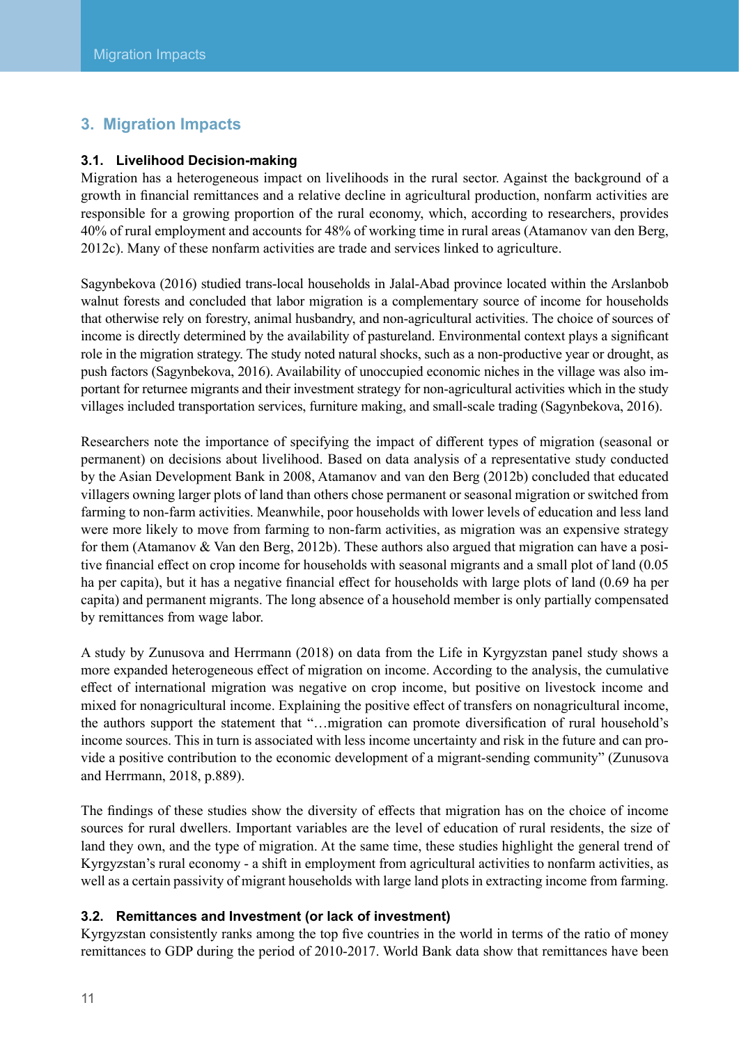## 3. Migration Impacts

### 3.1. Livelihood Decision-making

Migration has a heterogeneous impact on livelihoods in the rural sector. Against the background of a growth in financial remittances and a relative decline in agricultural production, nonfarm activities are responsible for a growing proportion of the rural economy, which, according to researchers, provides 40% of rural employment and accounts for 48% of working time in rural areas (Atamanov van den Berg, 2012c). Many of these nonfarm activities are trade and services linked to agriculture.

Sagynbekova (2016) studied trans-local households in Jalal-Abad province located within the Arslanbob walnut forests and concluded that labor migration is a complementary source of income for households that otherwise rely on forestry, animal husbandry, and non-agricultural activities. The choice of sources of income is directly determined by the availability of pastureland. Environmental context plays a significant role in the migration strategy. The study noted natural shocks, such as a non-productive year or drought, as push factors (Sagynbekova, 2016). Availability of unoccupied economic niches in the village was also important for returnee migrants and their investment strategy for non-agricultural activities which in the study villages included transportation services, furniture making, and small-scale trading (Sagynbekova, 2016).

Researchers note the importance of specifying the impact of different types of migration (seasonal or permanent) on decisions about livelihood. Based on data analysis of a representative study conducted by the Asian Development Bank in 2008, Atamanov and van den Berg (2012b) concluded that educated villagers owning larger plots of land than others chose permanent or seasonal migration or switched from farming to non-farm activities. Meanwhile, poor households with lower levels of education and less land were more likely to move from farming to non-farm activities, as migration was an expensive strategy for them (Atamanov & Van den Berg, 2012b). These authors also argued that migration can have a positive financial effect on crop income for households with seasonal migrants and a small plot of land (0.05 ha per capita), but it has a negative financial effect for households with large plots of land (0.69 ha per capita) and permanent migrants. The long absence of a household member is only partially compensated by remittances from wage labor.

A study by Zunusova and Herrmann (2018) on data from the Life in Kyrgyzstan panel study shows a more expanded heterogeneous effect of migration on income. According to the analysis, the cumulative effect of international migration was negative on crop income, but positive on livestock income and mixed for nonagricultural income. Explaining the positive effect of transfers on nonagricultural income, the authors support the statement that "…migration can promote diversification of rural household's income sources. This in turn is associated with less income uncertainty and risk in the future and can provide a positive contribution to the economic development of a migrant-sending community" (Zunusova and Herrmann, 2018, p.889).

The findings of these studies show the diversity of effects that migration has on the choice of income sources for rural dwellers. Important variables are the level of education of rural residents, the size of land they own, and the type of migration. At the same time, these studies highlight the general trend of Kyrgyzstan's rural economy - a shift in employment from agricultural activities to nonfarm activities, as well as a certain passivity of migrant households with large land plots in extracting income from farming.

### 3.2. Remittances and Investment (or lack of investment)

Kyrgyzstan consistently ranks among the top five countries in the world in terms of the ratio of money remittances to GDP during the period of 2010-2017. World Bank data show that remittances have been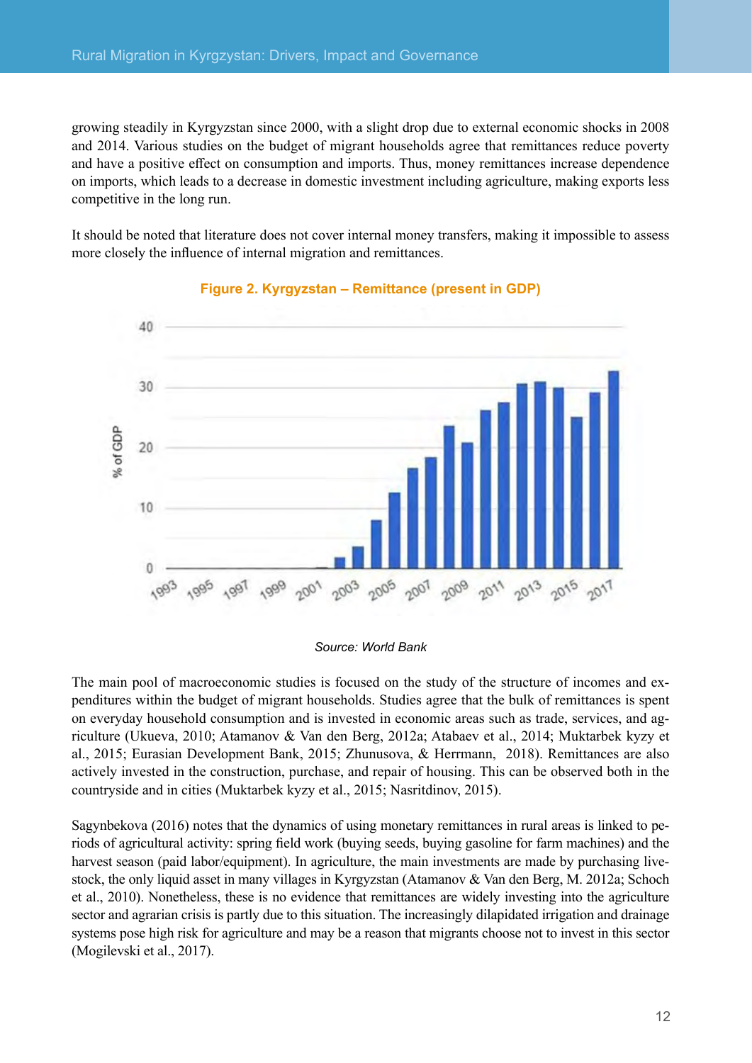growing steadily in Kyrgyzstan since 2000, with a slight drop due to external economic shocks in 2008 and 2014. Various studies on the budget of migrant households agree that remittances reduce poverty and have a positive effect on consumption and imports. Thus, money remittances increase dependence on imports, which leads to a decrease in domestic investment including agriculture, making exports less competitive in the long run.

It should be noted that literature does not cover internal money transfers, making it impossible to assess more closely the influence of internal migration and remittances.

**Figure 2. Kyrgyzstan – Remittance (present in GDP)**

*Source: World Bank*

The main pool of macroeconomic studies is focused on the study of the structure of incomes and expenditures within the budget of migrant households. Studies agree that the bulk of remittances is spent on everyday household consumption and is invested in economic areas such as trade, services, and agriculture (Ukueva, 2010; Atamanov & Van den Berg, 2012a; Atabaev et al., 2014; Muktarbek kyzy et al., 2015; Eurasian Development Bank, 2015; Zhunusova, & Herrmann, 2018). Remittances are also actively invested in the construction, purchase, and repair of housing. This can be observed both in the countryside and in cities (Muktarbek kyzy et al., 2015; Nasritdinov, 2015).

Sagynbekova (2016) notes that the dynamics of using monetary remittances in rural areas is linked to periods of agricultural activity: spring field work (buying seeds, buying gasoline for farm machines) and the harvest season (paid labor/equipment). In agriculture, the main investments are made by purchasing livestock, the only liquid asset in many villages in Kyrgyzstan (Atamanov & Van den Berg, M. 2012a; Schoch et al., 2010). Nonetheless, these is no evidence that remittances are widely investing into the agriculture sector and agrarian crisis is partly due to this situation. The increasingly dilapidated irrigation and drainage systems pose high risk for agriculture and may be a reason that migrants choose not to invest in this sector (Mogilevski et al., 2017).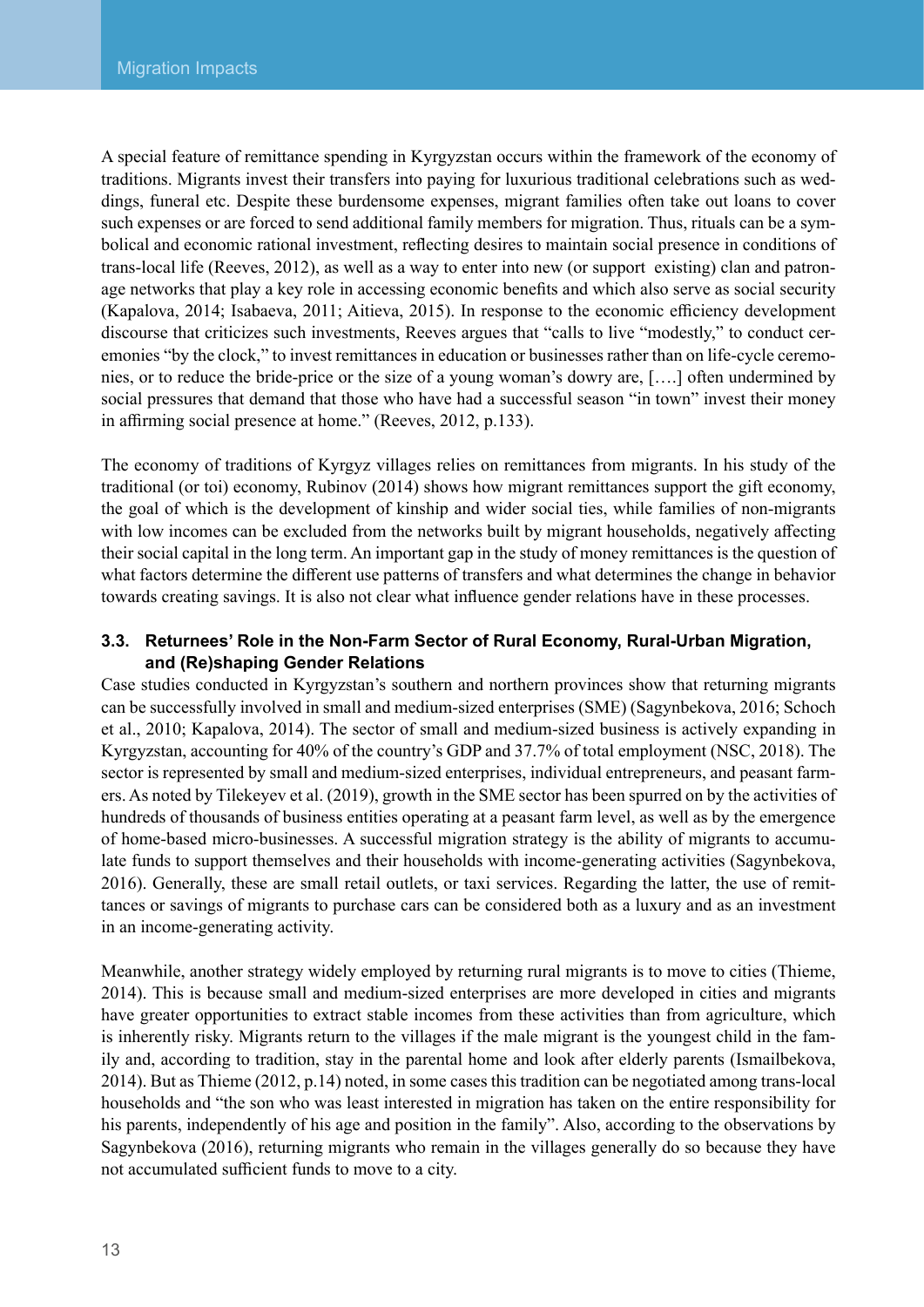A special feature of remittance spending in Kyrgyzstan occurs within the framework of the economy of traditions. Migrants invest their transfers into paying for luxurious traditional celebrations such as weddings, funeral etc. Despite these burdensome expenses, migrant families often take out loans to cover such expenses or are forced to send additional family members for migration. Thus, rituals can be a symbolical and economic rational investment, reflecting desires to maintain social presence in conditions of trans-local life (Reeves, 2012), as well as a way to enter into new (or support existing) clan and patronage networks that play a key role in accessing economic benefits and which also serve as social security (Kapalova, 2014; Isabaeva, 2011; Aitieva, 2015). In response to the economic efficiency development discourse that criticizes such investments, Reeves argues that "calls to live "modestly," to conduct ceremonies "by the clock," to invest remittances in education or businesses rather than on life-cycle ceremonies, or to reduce the bride-price or the size of a young woman's dowry are, [….] often undermined by social pressures that demand that those who have had a successful season "in town" invest their money in affirming social presence at home." (Reeves, 2012, p.133).

The economy of traditions of Kyrgyz villages relies on remittances from migrants. In his study of the traditional (or toi) economy, Rubinov (2014) shows how migrant remittances support the gift economy, the goal of which is the development of kinship and wider social ties, while families of non-migrants with low incomes can be excluded from the networks built by migrant households, negatively affecting their social capital in the long term. An important gap in the study of money remittances is the question of what factors determine the different use patterns of transfers and what determines the change in behavior towards creating savings. It is also not clear what influence gender relations have in these processes.

### 3.3. Returnees' Role in the Non-Farm Sector of Rural Economy, Rural-Urban Migration, and (Re)shaping Gender Relations

Case studies conducted in Kyrgyzstan's southern and northern provinces show that returning migrants can be successfully involved in small and medium-sized enterprises (SME) (Sagynbekova, 2016; Schoch et al., 2010; Kapalova, 2014). The sector of small and medium-sized business is actively expanding in Kyrgyzstan, accounting for 40% of the country's GDP and 37.7% of total employment (NSC, 2018). The sector is represented by small and medium-sized enterprises, individual entrepreneurs, and peasant farmers. As noted by Tilekeyev et al. (2019), growth in the SME sector has been spurred on by the activities of hundreds of thousands of business entities operating at a peasant farm level, as well as by the emergence of home-based micro-businesses. A successful migration strategy is the ability of migrants to accumulate funds to support themselves and their households with income-generating activities (Sagynbekova, 2016). Generally, these are small retail outlets, or taxi services. Regarding the latter, the use of remittances or savings of migrants to purchase cars can be considered both as a luxury and as an investment in an income-generating activity.

Meanwhile, another strategy widely employed by returning rural migrants is to move to cities (Thieme, 2014). This is because small and medium-sized enterprises are more developed in cities and migrants have greater opportunities to extract stable incomes from these activities than from agriculture, which is inherently risky. Migrants return to the villages if the male migrant is the youngest child in the family and, according to tradition, stay in the parental home and look after elderly parents (Ismailbekova, 2014). But as Thieme (2012, p.14) noted, in some cases this tradition can be negotiated among trans-local households and "the son who was least interested in migration has taken on the entire responsibility for his parents, independently of his age and position in the family". Also, according to the observations by Sagynbekova (2016), returning migrants who remain in the villages generally do so because they have not accumulated sufficient funds to move to a city.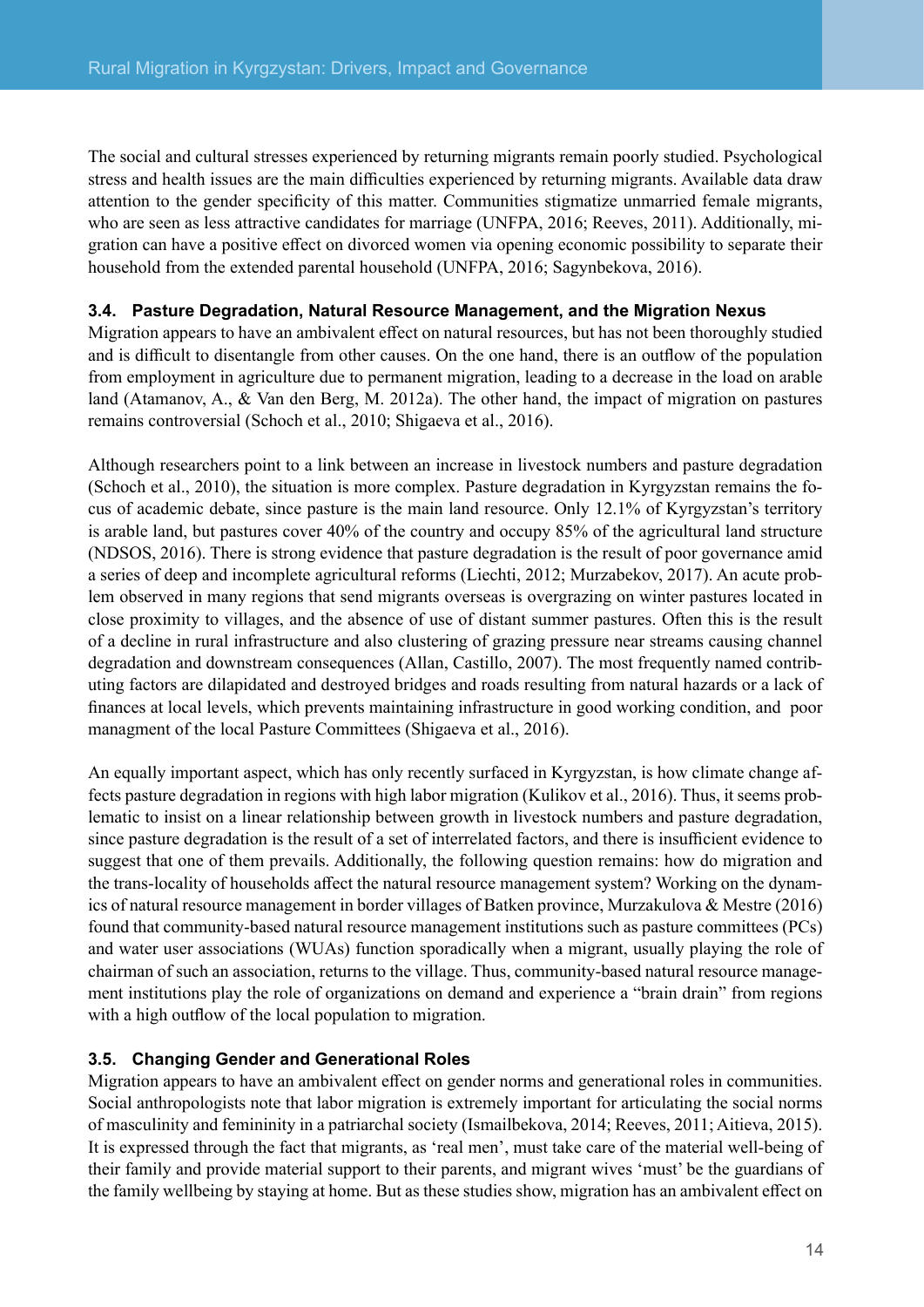The social and cultural stresses experienced by returning migrants remain poorly studied. Psychological stress and health issues are the main difficulties experienced by returning migrants. Available data draw attention to the gender specificity of this matter. Communities stigmatize unmarried female migrants, who are seen as less attractive candidates for marriage (UNFPA, 2016; Reeves, 2011). Additionally, migration can have a positive effect on divorced women via opening economic possibility to separate their household from the extended parental household (UNFPA, 2016; Sagynbekova, 2016).

### 3.4. Pasture Degradation, Natural Resource Management, and the Migration Nexus

Migration appears to have an ambivalent effect on natural resources, but has not been thoroughly studied and is difficult to disentangle from other causes. On the one hand, there is an outflow of the population from employment in agriculture due to permanent migration, leading to a decrease in the load on arable land (Atamanov, A., & Van den Berg, M. 2012a). The other hand, the impact of migration on pastures remains controversial (Schoch et al., 2010; Shigaeva et al., 2016).

Although researchers point to a link between an increase in livestock numbers and pasture degradation (Schoch et al., 2010), the situation is more complex. Pasture degradation in Kyrgyzstan remains the focus of academic debate, since pasture is the main land resource. Only 12.1% of Kyrgyzstan's territory is arable land, but pastures cover 40% of the country and occupy 85% of the agricultural land structure (NDSOS, 2016). There is strong evidence that pasture degradation is the result of poor governance amid a series of deep and incomplete agricultural reforms (Liechti, 2012; Murzabekov, 2017). An acute problem observed in many regions that send migrants overseas is overgrazing on winter pastures located in close proximity to villages, and the absence of use of distant summer pastures. Often this is the result of a decline in rural infrastructure and also clustering of grazing pressure near streams causing channel degradation and downstream consequences (Allan, Castillo, 2007). The most frequently named contributing factors are dilapidated and destroyed bridges and roads resulting from natural hazards or a lack of finances at local levels, which prevents maintaining infrastructure in good working condition, and poor managment of the local Pasture Committees (Shigaeva et al., 2016).

An equally important aspect, which has only recently surfaced in Kyrgyzstan, is how climate change affects pasture degradation in regions with high labor migration (Kulikov et al., 2016). Thus, it seems problematic to insist on a linear relationship between growth in livestock numbers and pasture degradation, since pasture degradation is the result of a set of interrelated factors, and there is insufficient evidence to suggest that one of them prevails. Additionally, the following question remains: how do migration and the trans-locality of households affect the natural resource management system? Working on the dynamics of natural resource management in border villages of Batken province, Murzakulova & Mestre (2016) found that community-based natural resource management institutions such as pasture committees (PCs) and water user associations (WUAs) function sporadically when a migrant, usually playing the role of chairman of such an association, returns to the village. Thus, community-based natural resource management institutions play the role of organizations on demand and experience a "brain drain" from regions with a high outflow of the local population to migration.

### 3.5. Changing Gender and Generational Roles

Migration appears to have an ambivalent effect on gender norms and generational roles in communities. Social anthropologists note that labor migration is extremely important for articulating the social norms of masculinity and femininity in a patriarchal society (Ismailbekova, 2014; Reeves, 2011; Aitieva, 2015). It is expressed through the fact that migrants, as 'real men', must take care of the material well-being of their family and provide material support to their parents, and migrant wives 'must' be the guardians of the family wellbeing by staying at home. But as these studies show, migration has an ambivalent effect on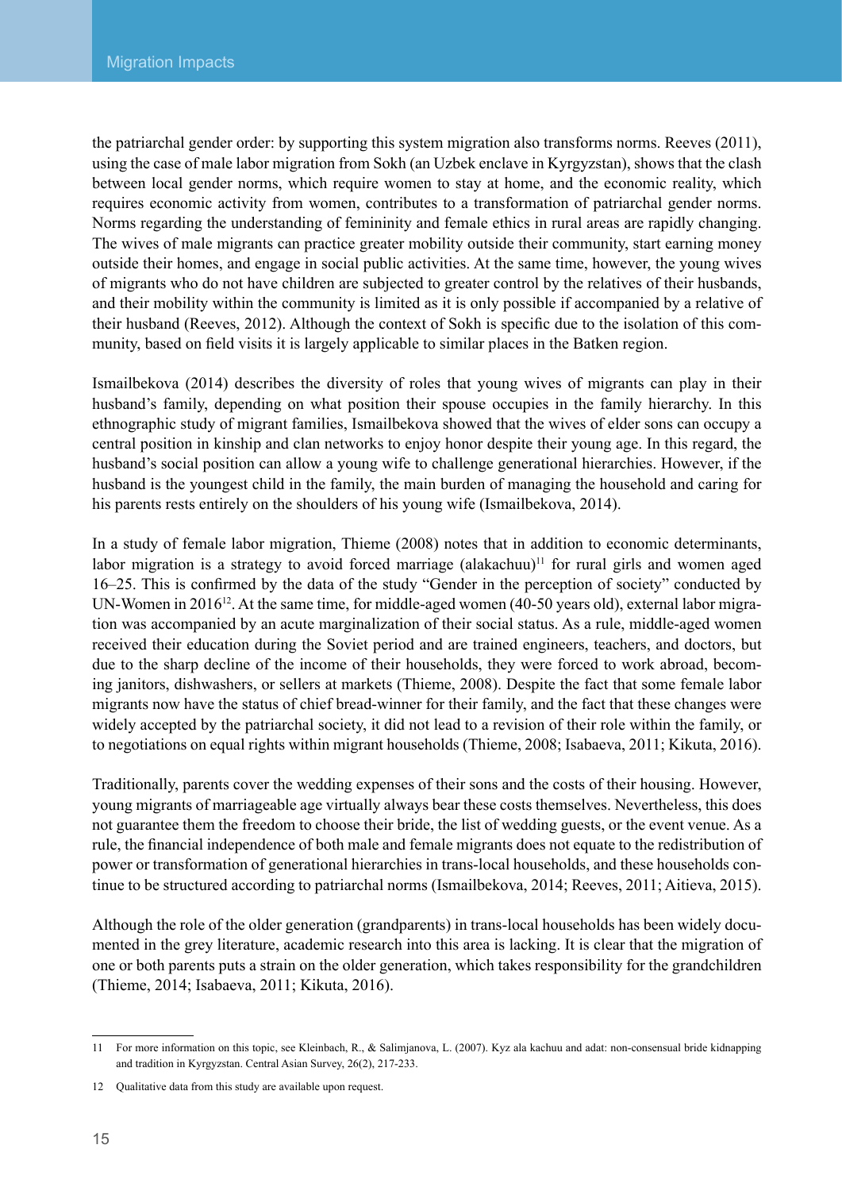the patriarchal gender order: by supporting this system migration also transforms norms. Reeves (2011), using the case of male labor migration from Sokh (an Uzbek enclave in Kyrgyzstan), shows that the clash between local gender norms, which require women to stay at home, and the economic reality, which requires economic activity from women, contributes to a transformation of patriarchal gender norms. Norms regarding the understanding of femininity and female ethics in rural areas are rapidly changing. The wives of male migrants can practice greater mobility outside their community, start earning money outside their homes, and engage in social public activities. At the same time, however, the young wives of migrants who do not have children are subjected to greater control by the relatives of their husbands, and their mobility within the community is limited as it is only possible if accompanied by a relative of their husband (Reeves, 2012). Although the context of Sokh is specific due to the isolation of this community, based on field visits it is largely applicable to similar places in the Batken region.

Ismailbekova (2014) describes the diversity of roles that young wives of migrants can play in their husband's family, depending on what position their spouse occupies in the family hierarchy. In this ethnographic study of migrant families, Ismailbekova showed that the wives of elder sons can occupy a central position in kinship and clan networks to enjoy honor despite their young age. In this regard, the husband's social position can allow a young wife to challenge generational hierarchies. However, if the husband is the youngest child in the family, the main burden of managing the household and caring for his parents rests entirely on the shoulders of his young wife (Ismailbekova, 2014).

In a study of female labor migration, Thieme (2008) notes that in addition to economic determinants, labor migration is a strategy to avoid forced marriage (alakachuu)[11] for rural girls and women aged 16–25. This is confirmed by the data of the study "Gender in the perception of society" conducted by UN-Women in 2016[12]. At the same time, for middle-aged women (40-50 years old), external labor migration was accompanied by an acute marginalization of their social status. As a rule, middle-aged women received their education during the Soviet period and are trained engineers, teachers, and doctors, but due to the sharp decline of the income of their households, they were forced to work abroad, becoming janitors, dishwashers, or sellers at markets (Thieme, 2008). Despite the fact that some female labor migrants now have the status of chief bread-winner for their family, and the fact that these changes were widely accepted by the patriarchal society, it did not lead to a revision of their role within the family, or to negotiations on equal rights within migrant households (Thieme, 2008; Isabaeva, 2011; Kikuta, 2016).

Traditionally, parents cover the wedding expenses of their sons and the costs of their housing. However, young migrants of marriageable age virtually always bear these costs themselves. Nevertheless, this does not guarantee them the freedom to choose their bride, the list of wedding guests, or the event venue. As a rule, the financial independence of both male and female migrants does not equate to the redistribution of power or transformation of generational hierarchies in trans-local households, and these households continue to be structured according to patriarchal norms (Ismailbekova, 2014; Reeves, 2011; Aitieva, 2015).

Although the role of the older generation (grandparents) in trans-local households has been widely documented in the grey literature, academic research into this area is lacking. It is clear that the migration of one or both parents puts a strain on the older generation, which takes responsibility for the grandchildren (Thieme, 2014; Isabaeva, 2011; Kikuta, 2016).

---

11 For more information on this topic, see Kleinbach, R., & Salimjanova, L. (2007). Kyz ala kachuu and adat: non-consensual bride kidnapping and tradition in Kyrgyzstan. Central Asian Survey, 26(2), 217-233.

12 Qualitative data from this study are available upon request.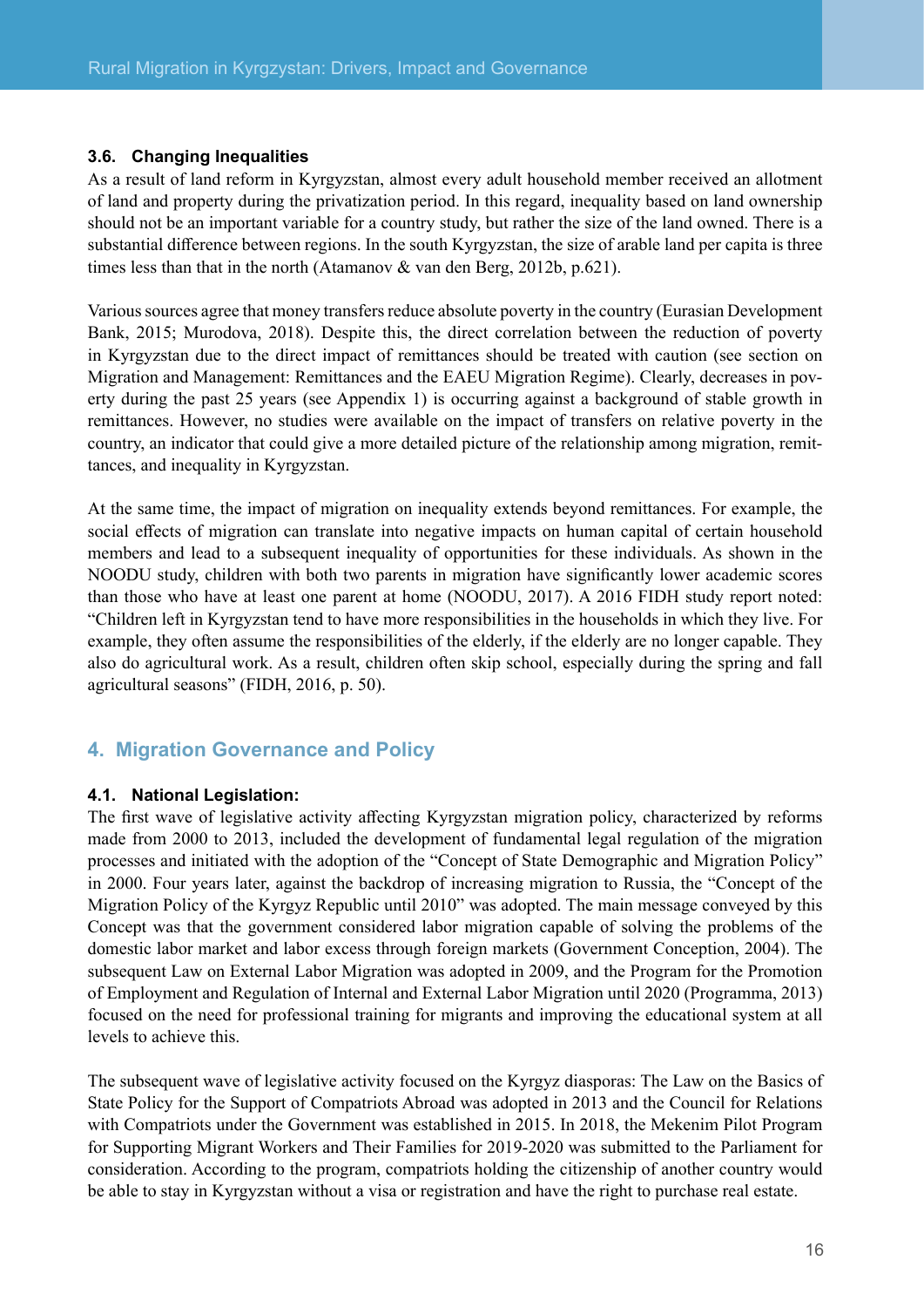### 3.6. Changing Inequalities

As a result of land reform in Kyrgyzstan, almost every adult household member received an allotment of land and property during the privatization period. In this regard, inequality based on land ownership should not be an important variable for a country study, but rather the size of the land owned. There is a substantial difference between regions. In the south Kyrgyzstan, the size of arable land per capita is three times less than that in the north (Atamanov & van den Berg, 2012b, p.621).

Various sources agree that money transfers reduce absolute poverty in the country (Eurasian Development Bank, 2015; Murodova, 2018). Despite this, the direct correlation between the reduction of poverty in Kyrgyzstan due to the direct impact of remittances should be treated with caution (see section on Migration and Management: Remittances and the EAEU Migration Regime). Clearly, decreases in poverty during the past 25 years (see Appendix 1) is occurring against a background of stable growth in remittances. However, no studies were available on the impact of transfers on relative poverty in the country, an indicator that could give a more detailed picture of the relationship among migration, remittances, and inequality in Kyrgyzstan.

At the same time, the impact of migration on inequality extends beyond remittances. For example, the social effects of migration can translate into negative impacts on human capital of certain household members and lead to a subsequent inequality of opportunities for these individuals. As shown in the NOODU study, children with both two parents in migration have significantly lower academic scores than those who have at least one parent at home (NOODU, 2017). A 2016 FIDH study report noted: "Children left in Kyrgyzstan tend to have more responsibilities in the households in which they live. For example, they often assume the responsibilities of the elderly, if the elderly are no longer capable. They also do agricultural work. As a result, children often skip school, especially during the spring and fall agricultural seasons" (FIDH, 2016, p. 50).

## 4. Migration Governance and Policy

### 4.1. National Legislation:

The first wave of legislative activity affecting Kyrgyzstan migration policy, characterized by reforms made from 2000 to 2013, included the development of fundamental legal regulation of the migration processes and initiated with the adoption of the "Concept of State Demographic and Migration Policy" in 2000. Four years later, against the backdrop of increasing migration to Russia, the "Concept of the Migration Policy of the Kyrgyz Republic until 2010" was adopted. The main message conveyed by this Concept was that the government considered labor migration capable of solving the problems of the domestic labor market and labor excess through foreign markets (Government Conception, 2004). The subsequent Law on External Labor Migration was adopted in 2009, and the Program for the Promotion of Employment and Regulation of Internal and External Labor Migration until 2020 (Programma, 2013) focused on the need for professional training for migrants and improving the educational system at all levels to achieve this.

The subsequent wave of legislative activity focused on the Kyrgyz diasporas: The Law on the Basics of State Policy for the Support of Compatriots Abroad was adopted in 2013 and the Council for Relations with Compatriots under the Government was established in 2015. In 2018, the Mekenim Pilot Program for Supporting Migrant Workers and Their Families for 2019-2020 was submitted to the Parliament for consideration. According to the program, compatriots holding the citizenship of another country would be able to stay in Kyrgyzstan without a visa or registration and have the right to purchase real estate.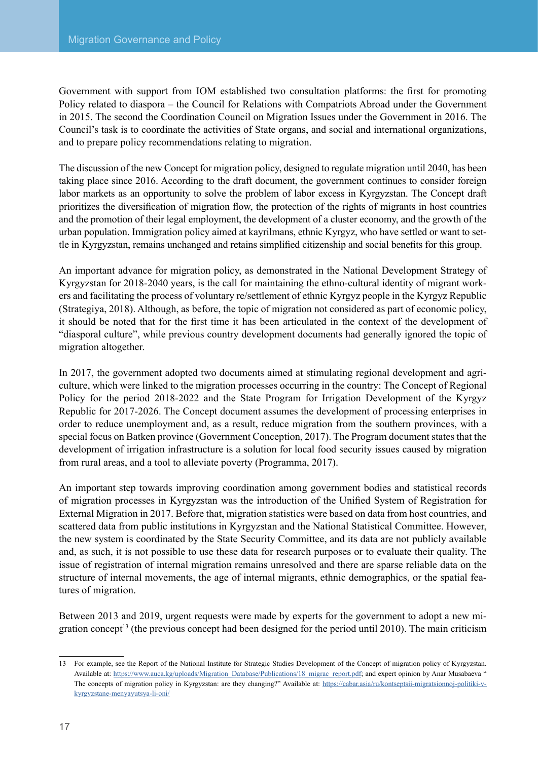Government with support from IOM established two consultation platforms: the first for promoting Policy related to diaspora – the Council for Relations with Compatriots Abroad under the Government in 2015. The second the Coordination Council on Migration Issues under the Government in 2016. The Council's task is to coordinate the activities of State organs, and social and international organizations, and to prepare policy recommendations relating to migration.

The discussion of the new Concept for migration policy, designed to regulate migration until 2040, has been taking place since 2016. According to the draft document, the government continues to consider foreign labor markets as an opportunity to solve the problem of labor excess in Kyrgyzstan. The Concept draft prioritizes the diversification of migration flow, the protection of the rights of migrants in host countries and the promotion of their legal employment, the development of a cluster economy, and the growth of the urban population. Immigration policy aimed at kayrilmans, ethnic Kyrgyz, who have settled or want to settle in Kyrgyzstan, remains unchanged and retains simplified citizenship and social benefits for this group.

An important advance for migration policy, as demonstrated in the National Development Strategy of Kyrgyzstan for 2018-2040 years, is the call for maintaining the ethno-cultural identity of migrant workers and facilitating the process of voluntary re/settlement of ethnic Kyrgyz people in the Kyrgyz Republic (Strategiya, 2018). Although, as before, the topic of migration not considered as part of economic policy, it should be noted that for the first time it has been articulated in the context of the development of "diasporal culture", while previous country development documents had generally ignored the topic of migration altogether.

In 2017, the government adopted two documents aimed at stimulating regional development and agriculture, which were linked to the migration processes occurring in the country: The Concept of Regional Policy for the period 2018-2022 and the State Program for Irrigation Development of the Kyrgyz Republic for 2017-2026. The Concept document assumes the development of processing enterprises in order to reduce unemployment and, as a result, reduce migration from the southern provinces, with a special focus on Batken province (Government Conception, 2017). The Program document states that the development of irrigation infrastructure is a solution for local food security issues caused by migration from rural areas, and a tool to alleviate poverty (Programma, 2017).

An important step towards improving coordination among government bodies and statistical records of migration processes in Kyrgyzstan was the introduction of the Unified System of Registration for External Migration in 2017. Before that, migration statistics were based on data from host countries, and scattered data from public institutions in Kyrgyzstan and the National Statistical Committee. However, the new system is coordinated by the State Security Committee, and its data are not publicly available and, as such, it is not possible to use these data for research purposes or to evaluate their quality. The issue of registration of internal migration remains unresolved and there are sparse reliable data on the structure of internal movements, the age of internal migrants, ethnic demographics, or the spatial features of migration.

Between 2013 and 2019, urgent requests were made by experts for the government to adopt a new migration concept[13] (the previous concept had been designed for the period until 2010). The main criticism

---

13 For example, see the Report of the National Institute for Strategic Studies Development of the Concept of migration policy of Kyrgyzstan. Available at: https://www.auca.kg/uploads/Migration_Database/Publications/18_migrac_report.pdf; and expert opinion by Anar Musabaeva "The concepts of migration policy in Kyrgyzstan: are they changing?" Available at: https://cabar.asia/ru/kontseptsii-migratsionnoj-politiki-v-kyrgyzstane-menyayutsya-li-oni/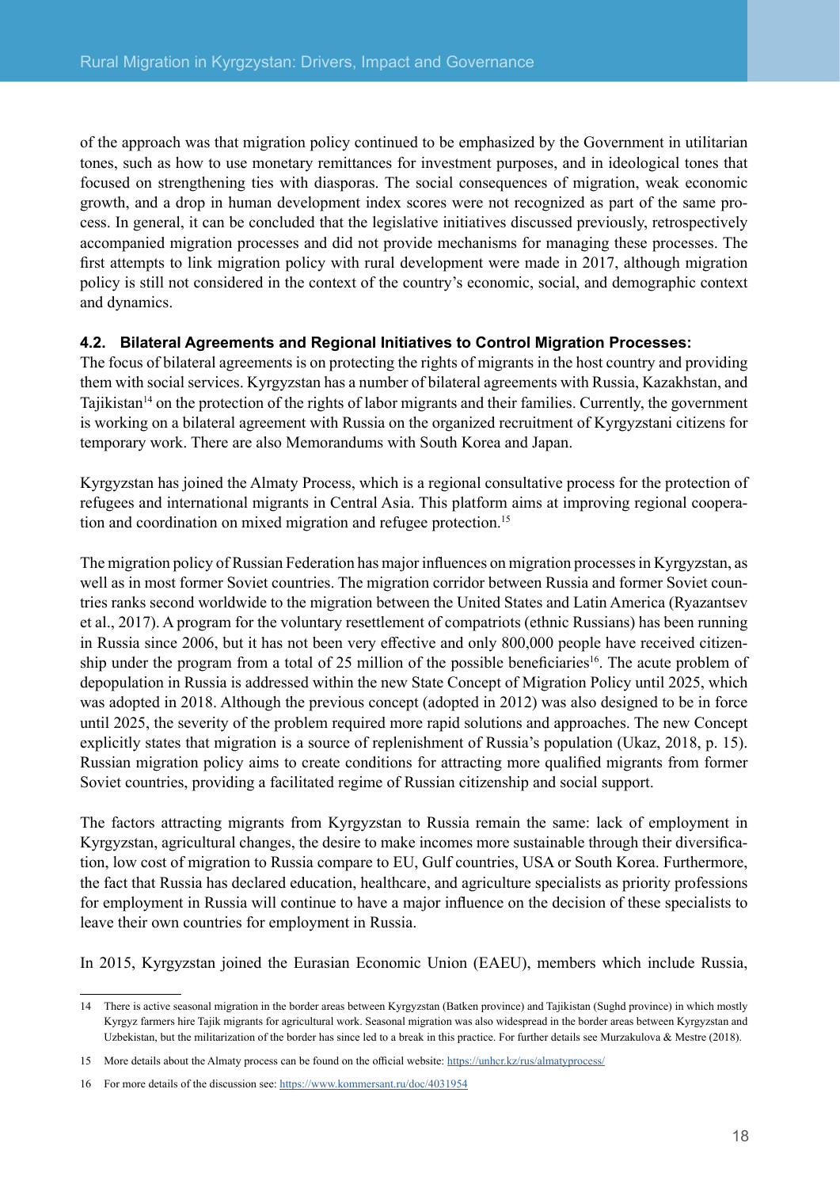of the approach was that migration policy continued to be emphasized by the Government in utilitarian tones, such as how to use monetary remittances for investment purposes, and in ideological tones that focused on strengthening ties with diasporas. The social consequences of migration, weak economic growth, and a drop in human development index scores were not recognized as part of the same process. In general, it can be concluded that the legislative initiatives discussed previously, retrospectively accompanied migration processes and did not provide mechanisms for managing these processes. The first attempts to link migration policy with rural development were made in 2017, although migration policy is still not considered in the context of the country's economic, social, and demographic context and dynamics.

### 4.2. Bilateral Agreements and Regional Initiatives to Control Migration Processes:

The focus of bilateral agreements is on protecting the rights of migrants in the host country and providing them with social services. Kyrgyzstan has a number of bilateral agreements with Russia, Kazakhstan, and Tajikistan[14] on the protection of the rights of labor migrants and their families. Currently, the government is working on a bilateral agreement with Russia on the organized recruitment of Kyrgyzstani citizens for temporary work. There are also Memorandums with South Korea and Japan.

Kyrgyzstan has joined the Almaty Process, which is a regional consultative process for the protection of refugees and international migrants in Central Asia. This platform aims at improving regional cooperation and coordination on mixed migration and refugee protection.[15]

The migration policy of Russian Federation has major influences on migration processes in Kyrgyzstan, as well as in most former Soviet countries. The migration corridor between Russia and former Soviet countries ranks second worldwide to the migration between the United States and Latin America (Ryazantsev et al., 2017). A program for the voluntary resettlement of compatriots (ethnic Russians) has been running in Russia since 2006, but it has not been very effective and only 800,000 people have received citizenship under the program from a total of 25 million of the possible beneficiaries[16]. The acute problem of depopulation in Russia is addressed within the new State Concept of Migration Policy until 2025, which was adopted in 2018. Although the previous concept (adopted in 2012) was also designed to be in force until 2025, the severity of the problem required more rapid solutions and approaches. The new Concept explicitly states that migration is a source of replenishment of Russia's population (Ukaz, 2018, p. 15). Russian migration policy aims to create conditions for attracting more qualified migrants from former Soviet countries, providing a facilitated regime of Russian citizenship and social support.

The factors attracting migrants from Kyrgyzstan to Russia remain the same: lack of employment in Kyrgyzstan, agricultural changes, the desire to make incomes more sustainable through their diversification, low cost of migration to Russia compare to EU, Gulf countries, USA or South Korea. Furthermore, the fact that Russia has declared education, healthcare, and agriculture specialists as priority professions for employment in Russia will continue to have a major influence on the decision of these specialists to leave their own countries for employment in Russia.

In 2015, Kyrgyzstan joined the Eurasian Economic Union (EAEU), members which include Russia,

---

14 There is active seasonal migration in the border areas between Kyrgyzstan (Batken province) and Tajikistan (Sughd province) in which mostly Kyrgyz farmers hire Tajik migrants for agricultural work. Seasonal migration was also widespread in the border areas between Kyrgyzstan and Uzbekistan, but the militarization of the border has since led to a break in this practice. For further details see Murzakulova & Mestre (2018).

15 More details about the Almaty process can be found on the official website: https://unhcr.kz/rus/almatyprocess/

16 For more details of the discussion see: https://www.kommersant.ru/doc/4031954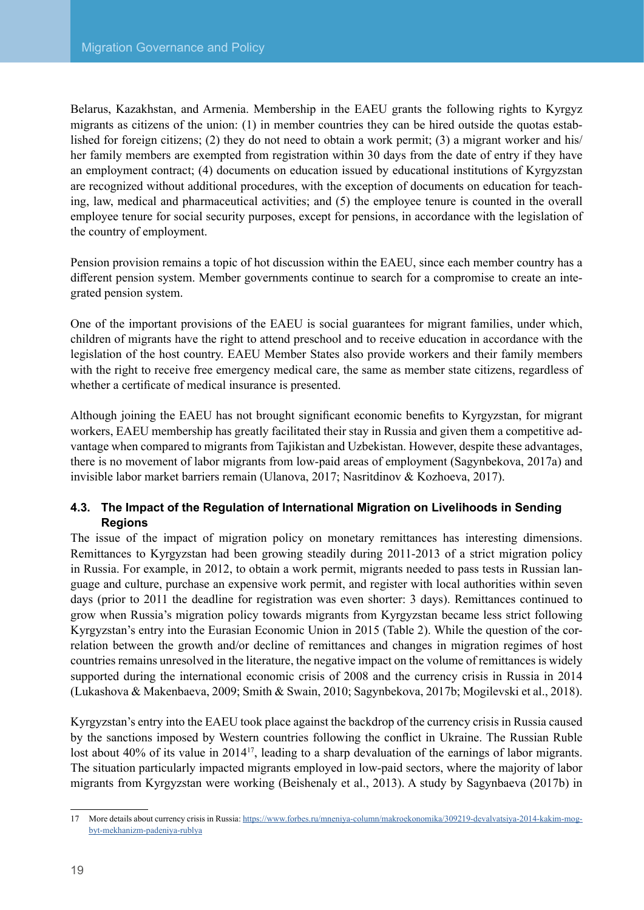Belarus, Kazakhstan, and Armenia. Membership in the EAEU grants the following rights to Kyrgyz migrants as citizens of the union: (1) in member countries they can be hired outside the quotas established for foreign citizens; (2) they do not need to obtain a work permit; (3) a migrant worker and his/her family members are exempted from registration within 30 days from the date of entry if they have an employment contract; (4) documents on education issued by educational institutions of Kyrgyzstan are recognized without additional procedures, with the exception of documents on education for teaching, law, medical and pharmaceutical activities; and (5) the employee tenure is counted in the overall employee tenure for social security purposes, except for pensions, in accordance with the legislation of the country of employment.

Pension provision remains a topic of hot discussion within the EAEU, since each member country has a different pension system. Member governments continue to search for a compromise to create an integrated pension system.

One of the important provisions of the EAEU is social guarantees for migrant families, under which, children of migrants have the right to attend preschool and to receive education in accordance with the legislation of the host country. EAEU Member States also provide workers and their family members with the right to receive free emergency medical care, the same as member state citizens, regardless of whether a certificate of medical insurance is presented.

Although joining the EAEU has not brought significant economic benefits to Kyrgyzstan, for migrant workers, EAEU membership has greatly facilitated their stay in Russia and given them a competitive advantage when compared to migrants from Tajikistan and Uzbekistan. However, despite these advantages, there is no movement of labor migrants from low-paid areas of employment (Sagynbekova, 2017a) and invisible labor market barriers remain (Ulanova, 2017; Nasritdinov & Kozhoeva, 2017).

### 4.3. The Impact of the Regulation of International Migration on Livelihoods in Sending Regions

The issue of the impact of migration policy on monetary remittances has interesting dimensions. Remittances to Kyrgyzstan had been growing steadily during 2011-2013 of a strict migration policy in Russia. For example, in 2012, to obtain a work permit, migrants needed to pass tests in Russian language and culture, purchase an expensive work permit, and register with local authorities within seven days (prior to 2011 the deadline for registration was even shorter: 3 days). Remittances continued to grow when Russia's migration policy towards migrants from Kyrgyzstan became less strict following Kyrgyzstan's entry into the Eurasian Economic Union in 2015 (Table 2). While the question of the correlation between the growth and/or decline of remittances and changes in migration regimes of host countries remains unresolved in the literature, the negative impact on the volume of remittances is widely supported during the international economic crisis of 2008 and the currency crisis in Russia in 2014 (Lukashova & Makenbaeva, 2009; Smith & Swain, 2010; Sagynbekova, 2017b; Mogilevski et al., 2018).

Kyrgyzstan's entry into the EAEU took place against the backdrop of the currency crisis in Russia caused by the sanctions imposed by Western countries following the conflict in Ukraine. The Russian Ruble lost about 40% of its value in 2014[17], leading to a sharp devaluation of the earnings of labor migrants. The situation particularly impacted migrants employed in low-paid sectors, where the majority of labor migrants from Kyrgyzstan were working (Beishenaly et al., 2013). A study by Sagynbaeva (2017b) in

17 More details about currency crisis in Russia: https://www.forbes.ru/mneniya-column/makroekonomika/309219-devalvatsiya-2014-kakim-mog-byt-mekhanizm-padeniya-rublya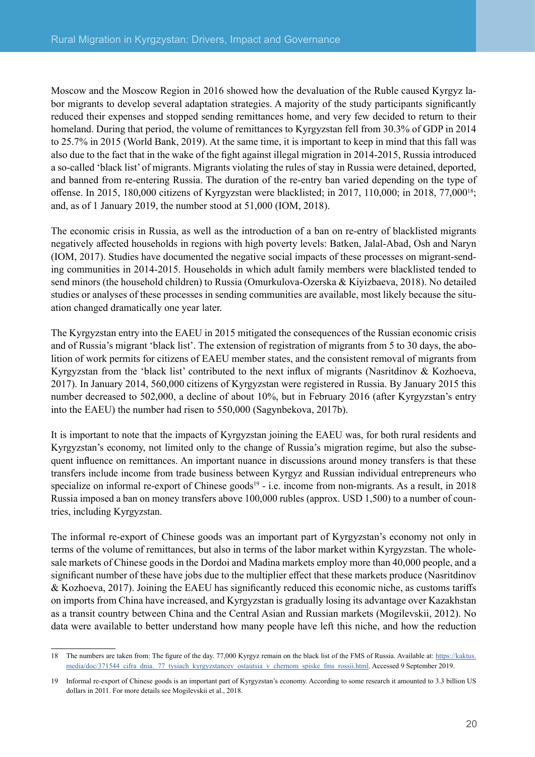Moscow and the Moscow Region in 2016 showed how the devaluation of the Ruble caused Kyrgyz labor migrants to develop several adaptation strategies. A majority of the study participants significantly reduced their expenses and stopped sending remittances home, and very few decided to return to their homeland. During that period, the volume of remittances to Kyrgyzstan fell from 30.3% of GDP in 2014 to 25.7% in 2015 (World Bank, 2019). At the same time, it is important to keep in mind that this fall was also due to the fact that in the wake of the fight against illegal migration in 2014-2015, Russia introduced a so-called 'black list' of migrants. Migrants violating the rules of stay in Russia were detained, deported, and banned from re-entering Russia. The duration of the re-entry ban varied depending on the type of offense. In 2015, 180,000 citizens of Kyrgyzstan were blacklisted; in 2017, 110,000; in 2018, 77,000[18]; and, as of 1 January 2019, the number stood at 51,000 (IOM, 2018).

The economic crisis in Russia, as well as the introduction of a ban on re-entry of blacklisted migrants negatively affected households in regions with high poverty levels: Batken, Jalal-Abad, Osh and Naryn (IOM, 2017). Studies have documented the negative social impacts of these processes on migrant-sending communities in 2014-2015. Households in which adult family members were blacklisted tended to send minors (the household children) to Russia (Omurkulova-Ozerska & Kiyizbaeva, 2018). No detailed studies or analyses of these processes in sending communities are available, most likely because the situation changed dramatically one year later.

The Kyrgyzstan entry into the EAEU in 2015 mitigated the consequences of the Russian economic crisis and of Russia's migrant 'black list'. The extension of registration of migrants from 5 to 30 days, the abolition of work permits for citizens of EAEU member states, and the consistent removal of migrants from Kyrgyzstan from the 'black list' contributed to the next influx of migrants (Nasritdinov & Kozhoeva, 2017). In January 2014, 560,000 citizens of Kyrgyzstan were registered in Russia. By January 2015 this number decreased to 502,000, a decline of about 10%, but in February 2016 (after Kyrgyzstan's entry into the EAEU) the number had risen to 550,000 (Sagynbekova, 2017b).

It is important to note that the impacts of Kyrgyzstan joining the EAEU was, for both rural residents and Kyrgyzstan's economy, not limited only to the change of Russia's migration regime, but also the subsequent influence on remittances. An important nuance in discussions around money transfers is that these transfers include income from trade business between Kyrgyz and Russian individual entrepreneurs who specialize on informal re-export of Chinese goods[19] - i.e. income from non-migrants. As a result, in 2018 Russia imposed a ban on money transfers above 100,000 rubles (approx. USD 1,500) to a number of countries, including Kyrgyzstan.

The informal re-export of Chinese goods was an important part of Kyrgyzstan's economy not only in terms of the volume of remittances, but also in terms of the labor market within Kyrgyzstan. The wholesale markets of Chinese goods in the Dordoi and Madina markets employ more than 40,000 people, and a significant number of these have jobs due to the multiplier effect that these markets produce (Nasritdinov & Kozhoeva, 2017). Joining the EAEU has significantly reduced this economic niche, as customs tariffs on imports from China have increased, and Kyrgyzstan is gradually losing its advantage over Kazakhstan as a transit country between China and the Central Asian and Russian markets (Mogilevskii, 2012). No data were available to better understand how many people have left this niche, and how the reduction

---

18 The numbers are taken from: The figure of the day. 77,000 Kyrgyz remain on the black list of the FMS of Russia. Available at: https://kaktus.media/doc/371544_cifra_dnia._77_tysiach_kyrgyzstancev_ostautsia_v_chernom_spiske_fms_rossii.html. Accessed 9 September 2019.

19 Informal re-export of Chinese goods is an important part of Kyrgyzstan's economy. According to some research it amounted to 3.3 billion US dollars in 2011. For more details see Mogilevskii et al., 2018.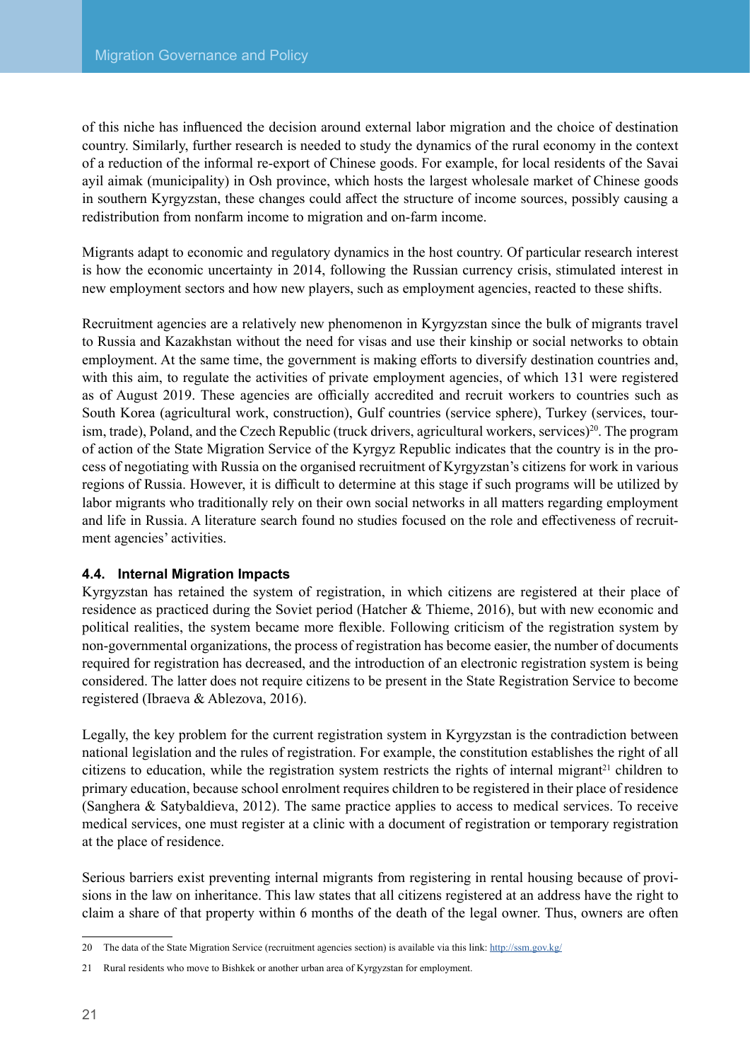of this niche has influenced the decision around external labor migration and the choice of destination country. Similarly, further research is needed to study the dynamics of the rural economy in the context of a reduction of the informal re-export of Chinese goods. For example, for local residents of the Savai ayil aimak (municipality) in Osh province, which hosts the largest wholesale market of Chinese goods in southern Kyrgyzstan, these changes could affect the structure of income sources, possibly causing a redistribution from nonfarm income to migration and on-farm income.

Migrants adapt to economic and regulatory dynamics in the host country. Of particular research interest is how the economic uncertainty in 2014, following the Russian currency crisis, stimulated interest in new employment sectors and how new players, such as employment agencies, reacted to these shifts.

Recruitment agencies are a relatively new phenomenon in Kyrgyzstan since the bulk of migrants travel to Russia and Kazakhstan without the need for visas and use their kinship or social networks to obtain employment. At the same time, the government is making efforts to diversify destination countries and, with this aim, to regulate the activities of private employment agencies, of which 131 were registered as of August 2019. These agencies are officially accredited and recruit workers to countries such as South Korea (agricultural work, construction), Gulf countries (service sphere), Turkey (services, tourism, trade), Poland, and the Czech Republic (truck drivers, agricultural workers, services)[20]. The program of action of the State Migration Service of the Kyrgyz Republic indicates that the country is in the process of negotiating with Russia on the organised recruitment of Kyrgyzstan's citizens for work in various regions of Russia. However, it is difficult to determine at this stage if such programs will be utilized by labor migrants who traditionally rely on their own social networks in all matters regarding employment and life in Russia. A literature search found no studies focused on the role and effectiveness of recruitment agencies' activities.

### 4.4. Internal Migration Impacts

Kyrgyzstan has retained the system of registration, in which citizens are registered at their place of residence as practiced during the Soviet period (Hatcher & Thieme, 2016), but with new economic and political realities, the system became more flexible. Following criticism of the registration system by non-governmental organizations, the process of registration has become easier, the number of documents required for registration has decreased, and the introduction of an electronic registration system is being considered. The latter does not require citizens to be present in the State Registration Service to become registered (Ibraeva & Ablezova, 2016).

Legally, the key problem for the current registration system in Kyrgyzstan is the contradiction between national legislation and the rules of registration. For example, the constitution establishes the right of all citizens to education, while the registration system restricts the rights of internal migrant[21] children to primary education, because school enrolment requires children to be registered in their place of residence (Sanghera & Satybaldieva, 2012). The same practice applies to access to medical services. To receive medical services, one must register at a clinic with a document of registration or temporary registration at the place of residence.

Serious barriers exist preventing internal migrants from registering in rental housing because of provisions in the law on inheritance. This law states that all citizens registered at an address have the right to claim a share of that property within 6 months of the death of the legal owner. Thus, owners are often

---

[20] The data of the State Migration Service (recruitment agencies section) is available via this link: http://ssm.gov.kg/

[21] Rural residents who move to Bishkek or another urban area of Kyrgyzstan for employment.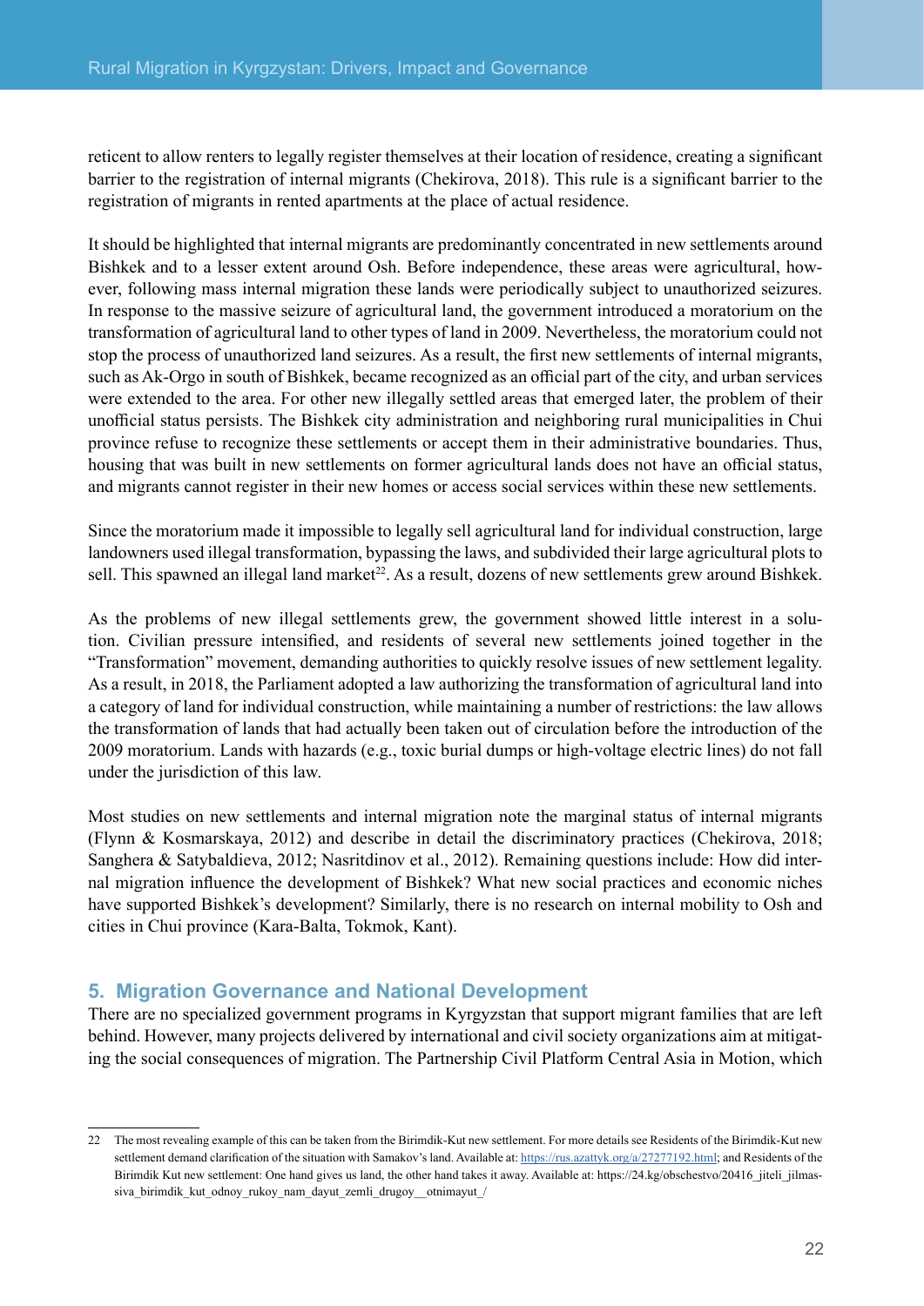reticent to allow renters to legally register themselves at their location of residence, creating a significant barrier to the registration of internal migrants (Chekirova, 2018). This rule is a significant barrier to the registration of migrants in rented apartments at the place of actual residence.

It should be highlighted that internal migrants are predominantly concentrated in new settlements around Bishkek and to a lesser extent around Osh. Before independence, these areas were agricultural, however, following mass internal migration these lands were periodically subject to unauthorized seizures. In response to the massive seizure of agricultural land, the government introduced a moratorium on the transformation of agricultural land to other types of land in 2009. Nevertheless, the moratorium could not stop the process of unauthorized land seizures. As a result, the first new settlements of internal migrants, such as Ak-Orgo in south of Bishkek, became recognized as an official part of the city, and urban services were extended to the area. For other new illegally settled areas that emerged later, the problem of their unofficial status persists. The Bishkek city administration and neighboring rural municipalities in Chui province refuse to recognize these settlements or accept them in their administrative boundaries. Thus, housing that was built in new settlements on former agricultural lands does not have an official status, and migrants cannot register in their new homes or access social services within these new settlements.

Since the moratorium made it impossible to legally sell agricultural land for individual construction, large landowners used illegal transformation, bypassing the laws, and subdivided their large agricultural plots to sell. This spawned an illegal land market[22]. As a result, dozens of new settlements grew around Bishkek.

As the problems of new illegal settlements grew, the government showed little interest in a solution. Civilian pressure intensified, and residents of several new settlements joined together in the "Transformation" movement, demanding authorities to quickly resolve issues of new settlement legality. As a result, in 2018, the Parliament adopted a law authorizing the transformation of agricultural land into a category of land for individual construction, while maintaining a number of restrictions: the law allows the transformation of lands that had actually been taken out of circulation before the introduction of the 2009 moratorium. Lands with hazards (e.g., toxic burial dumps or high-voltage electric lines) do not fall under the jurisdiction of this law.

Most studies on new settlements and internal migration note the marginal status of internal migrants (Flynn & Kosmarskaya, 2012) and describe in detail the discriminatory practices (Chekirova, 2018; Sanghera & Satybaldieva, 2012; Nasritdinov et al., 2012). Remaining questions include: How did internal migration influence the development of Bishkek? What new social practices and economic niches have supported Bishkek's development? Similarly, there is no research on internal mobility to Osh and cities in Chui province (Kara-Balta, Tokmok, Kant).

## 5. Migration Governance and National Development

There are no specialized government programs in Kyrgyzstan that support migrant families that are left behind. However, many projects delivered by international and civil society organizations aim at mitigating the social consequences of migration. The Partnership Civil Platform Central Asia in Motion, which

---

22 The most revealing example of this can be taken from the Birimdik-Kut new settlement. For more details see Residents of the Birimdik-Kut new settlement demand clarification of the situation with Samakov's land. Available at: https://rus.azattyk.org/a/27277192.html; and Residents of the Birimdik Kut new settlement: One hand gives us land, the other hand takes it away. Available at: https://24.kg/obschestvo/20416_jiteli_jilmassiva_birimdik_kut_odnoy_rukoy_nam_dayut_zemli_drugoy__otnimayut_/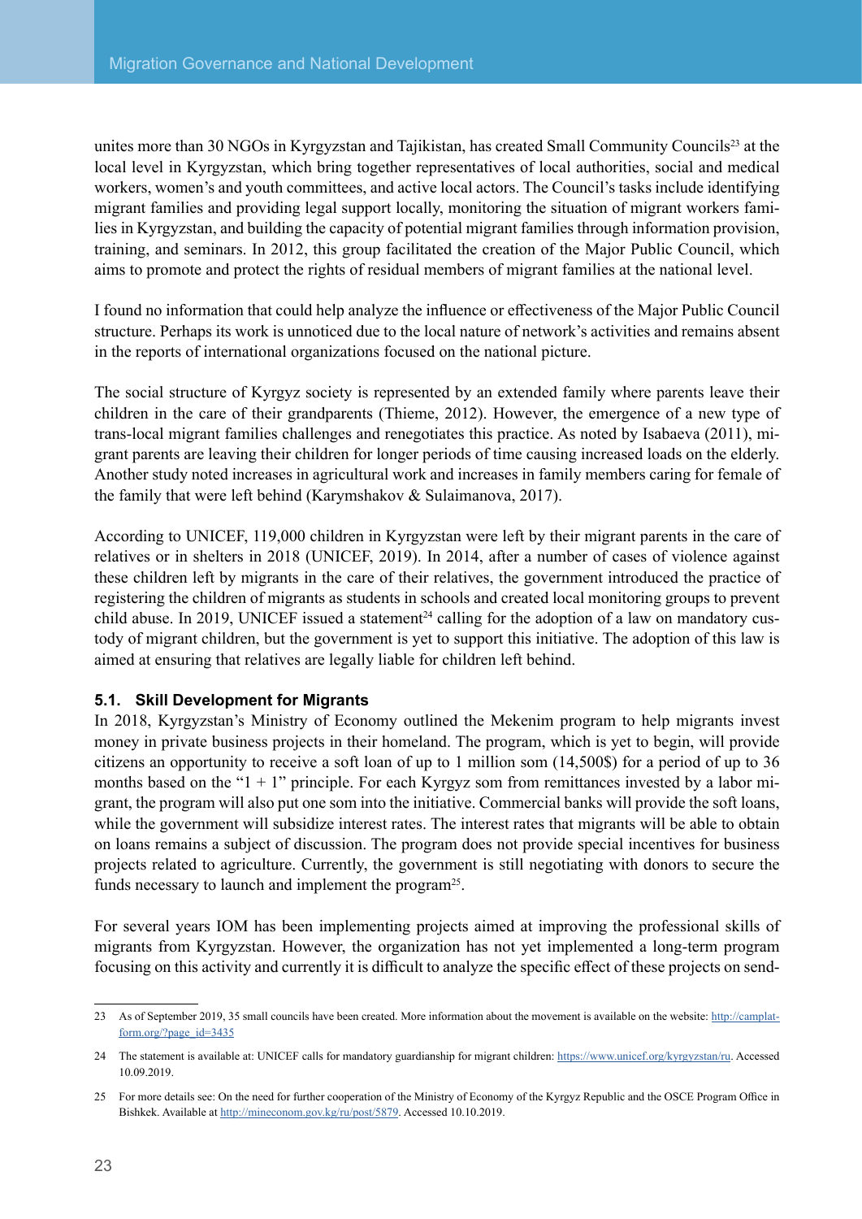unites more than 30 NGOs in Kyrgyzstan and Tajikistan, has created Small Community Councils[23] at the local level in Kyrgyzstan, which bring together representatives of local authorities, social and medical workers, women's and youth committees, and active local actors. The Council's tasks include identifying migrant families and providing legal support locally, monitoring the situation of migrant workers families in Kyrgyzstan, and building the capacity of potential migrant families through information provision, training, and seminars. In 2012, this group facilitated the creation of the Major Public Council, which aims to promote and protect the rights of residual members of migrant families at the national level.

I found no information that could help analyze the influence or effectiveness of the Major Public Council structure. Perhaps its work is unnoticed due to the local nature of network's activities and remains absent in the reports of international organizations focused on the national picture.

The social structure of Kyrgyz society is represented by an extended family where parents leave their children in the care of their grandparents (Thieme, 2012). However, the emergence of a new type of trans-local migrant families challenges and renegotiates this practice. As noted by Isabaeva (2011), migrant parents are leaving their children for longer periods of time causing increased loads on the elderly. Another study noted increases in agricultural work and increases in family members caring for female of the family that were left behind (Karymshakov & Sulaimanova, 2017).

According to UNICEF, 119,000 children in Kyrgyzstan were left by their migrant parents in the care of relatives or in shelters in 2018 (UNICEF, 2019). In 2014, after a number of cases of violence against these children left by migrants in the care of their relatives, the government introduced the practice of registering the children of migrants as students in schools and created local monitoring groups to prevent child abuse. In 2019, UNICEF issued a statement[24] calling for the adoption of a law on mandatory custody of migrant children, but the government is yet to support this initiative. The adoption of this law is aimed at ensuring that relatives are legally liable for children left behind.

### 5.1. Skill Development for Migrants

In 2018, Kyrgyzstan's Ministry of Economy outlined the Mekenim program to help migrants invest money in private business projects in their homeland. The program, which is yet to begin, will provide citizens an opportunity to receive a soft loan of up to 1 million som (14,500$) for a period of up to 36 months based on the "1 + 1" principle. For each Kyrgyz som from remittances invested by a labor migrant, the program will also put one som into the initiative. Commercial banks will provide the soft loans, while the government will subsidize interest rates. The interest rates that migrants will be able to obtain on loans remains a subject of discussion. The program does not provide special incentives for business projects related to agriculture. Currently, the government is still negotiating with donors to secure the funds necessary to launch and implement the program[25].

For several years IOM has been implementing projects aimed at improving the professional skills of migrants from Kyrgyzstan. However, the organization has not yet implemented a long-term program focusing on this activity and currently it is difficult to analyze the specific effect of these projects on send-

---

23 As of September 2019, 35 small councils have been created. More information about the movement is available on the website: http://camplatform.org/?page_id=3435

24 The statement is available at: UNICEF calls for mandatory guardianship for migrant children: https://www.unicef.org/kyrgyzstan/ru. Accessed 10.09.2019.

25 For more details see: On the need for further cooperation of the Ministry of Economy of the Kyrgyz Republic and the OSCE Program Office in Bishkek. Available at http://mineconom.gov.kg/ru/post/5879. Accessed 10.10.2019.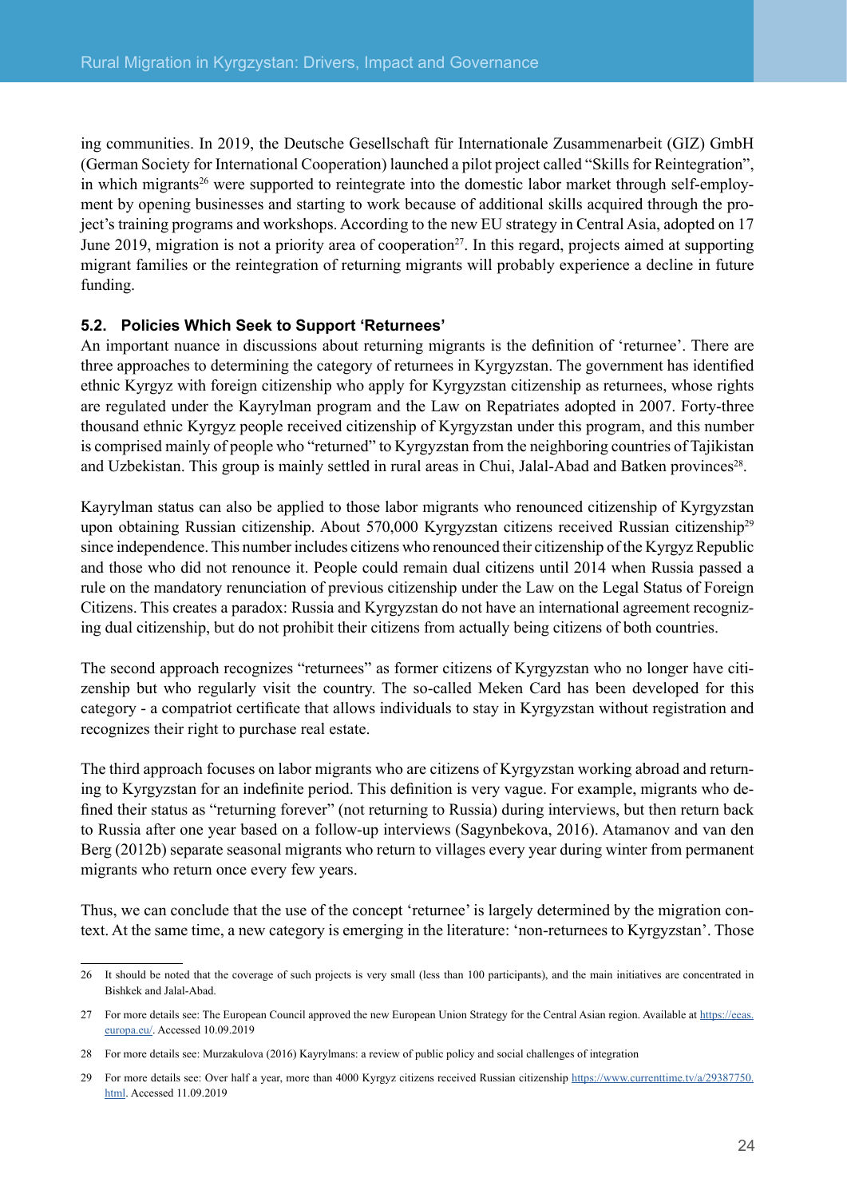ing communities. In 2019, the Deutsche Gesellschaft für Internationale Zusammenarbeit (GIZ) GmbH (German Society for International Cooperation) launched a pilot project called "Skills for Reintegration", in which migrants[26] were supported to reintegrate into the domestic labor market through self-employment by opening businesses and starting to work because of additional skills acquired through the project's training programs and workshops. According to the new EU strategy in Central Asia, adopted on 17 June 2019, migration is not a priority area of cooperation[27]. In this regard, projects aimed at supporting migrant families or the reintegration of returning migrants will probably experience a decline in future funding.

### 5.2. Policies Which Seek to Support 'Returnees'

An important nuance in discussions about returning migrants is the definition of 'returnee'. There are three approaches to determining the category of returnees in Kyrgyzstan. The government has identified ethnic Kyrgyz with foreign citizenship who apply for Kyrgyzstan citizenship as returnees, whose rights are regulated under the Kayrylman program and the Law on Repatriates adopted in 2007. Forty-three thousand ethnic Kyrgyz people received citizenship of Kyrgyzstan under this program, and this number is comprised mainly of people who "returned" to Kyrgyzstan from the neighboring countries of Tajikistan and Uzbekistan. This group is mainly settled in rural areas in Chui, Jalal-Abad and Batken provinces[28].

Kayrylman status can also be applied to those labor migrants who renounced citizenship of Kyrgyzstan upon obtaining Russian citizenship. About 570,000 Kyrgyzstan citizens received Russian citizenship[29] since independence. This number includes citizens who renounced their citizenship of the Kyrgyz Republic and those who did not renounce it. People could remain dual citizens until 2014 when Russia passed a rule on the mandatory renunciation of previous citizenship under the Law on the Legal Status of Foreign Citizens. This creates a paradox: Russia and Kyrgyzstan do not have an international agreement recognizing dual citizenship, but do not prohibit their citizens from actually being citizens of both countries.

The second approach recognizes "returnees" as former citizens of Kyrgyzstan who no longer have citizenship but who regularly visit the country. The so-called Meken Card has been developed for this category - a compatriot certificate that allows individuals to stay in Kyrgyzstan without registration and recognizes their right to purchase real estate.

The third approach focuses on labor migrants who are citizens of Kyrgyzstan working abroad and returning to Kyrgyzstan for an indefinite period. This definition is very vague. For example, migrants who defined their status as "returning forever" (not returning to Russia) during interviews, but then return back to Russia after one year based on a follow-up interviews (Sagynbekova, 2016). Atamanov and van den Berg (2012b) separate seasonal migrants who return to villages every year during winter from permanent migrants who return once every few years.

Thus, we can conclude that the use of the concept 'returnee' is largely determined by the migration context. At the same time, a new category is emerging in the literature: 'non-returnees to Kyrgyzstan'. Those

---

26 It should be noted that the coverage of such projects is very small (less than 100 participants), and the main initiatives are concentrated in Bishkek and Jalal-Abad.

27 For more details see: The European Council approved the new European Union Strategy for the Central Asian region. Available at https://eeas.europa.eu/. Accessed 10.09.2019

28 For more details see: Murzakulova (2016) Kayrylmans: a review of public policy and social challenges of integration

29 For more details see: Over half a year, more than 4000 Kyrgyz citizens received Russian citizenship https://www.currenttime.tv/a/29387750.html. Accessed 11.09.2019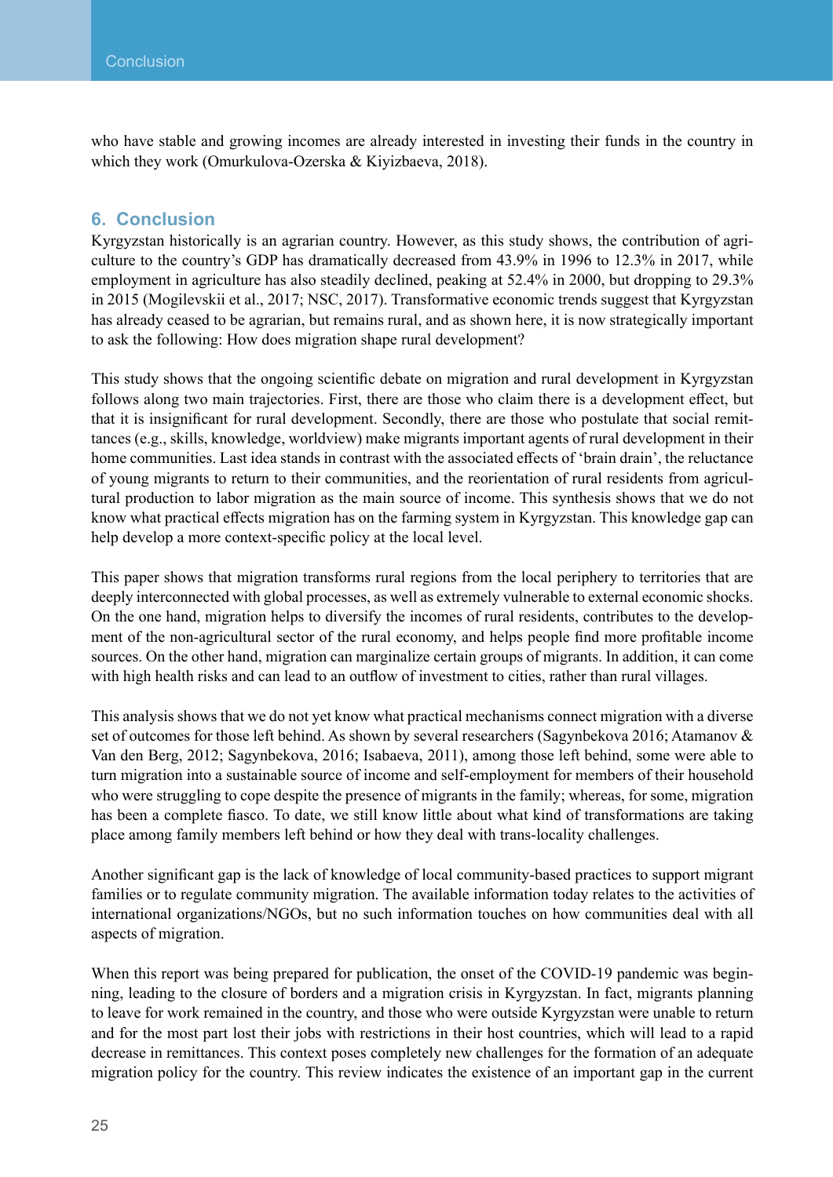who have stable and growing incomes are already interested in investing their funds in the country in which they work (Omurkulova-Ozerska & Kiyizbaeva, 2018).

## 6. Conclusion

Kyrgyzstan historically is an agrarian country. However, as this study shows, the contribution of agriculture to the country's GDP has dramatically decreased from 43.9% in 1996 to 12.3% in 2017, while employment in agriculture has also steadily declined, peaking at 52.4% in 2000, but dropping to 29.3% in 2015 (Mogilevskii et al., 2017; NSC, 2017). Transformative economic trends suggest that Kyrgyzstan has already ceased to be agrarian, but remains rural, and as shown here, it is now strategically important to ask the following: How does migration shape rural development?

This study shows that the ongoing scientific debate on migration and rural development in Kyrgyzstan follows along two main trajectories. First, there are those who claim there is a development effect, but that it is insignificant for rural development. Secondly, there are those who postulate that social remittances (e.g., skills, knowledge, worldview) make migrants important agents of rural development in their home communities. Last idea stands in contrast with the associated effects of 'brain drain', the reluctance of young migrants to return to their communities, and the reorientation of rural residents from agricultural production to labor migration as the main source of income. This synthesis shows that we do not know what practical effects migration has on the farming system in Kyrgyzstan. This knowledge gap can help develop a more context-specific policy at the local level.

This paper shows that migration transforms rural regions from the local periphery to territories that are deeply interconnected with global processes, as well as extremely vulnerable to external economic shocks. On the one hand, migration helps to diversify the incomes of rural residents, contributes to the development of the non-agricultural sector of the rural economy, and helps people find more profitable income sources. On the other hand, migration can marginalize certain groups of migrants. In addition, it can come with high health risks and can lead to an outflow of investment to cities, rather than rural villages.

This analysis shows that we do not yet know what practical mechanisms connect migration with a diverse set of outcomes for those left behind. As shown by several researchers (Sagynbekova 2016; Atamanov & Van den Berg, 2012; Sagynbekova, 2016; Isabaeva, 2011), among those left behind, some were able to turn migration into a sustainable source of income and self-employment for members of their household who were struggling to cope despite the presence of migrants in the family; whereas, for some, migration has been a complete fiasco. To date, we still know little about what kind of transformations are taking place among family members left behind or how they deal with trans-locality challenges.

Another significant gap is the lack of knowledge of local community-based practices to support migrant families or to regulate community migration. The available information today relates to the activities of international organizations/NGOs, but no such information touches on how communities deal with all aspects of migration.

When this report was being prepared for publication, the onset of the COVID-19 pandemic was beginning, leading to the closure of borders and a migration crisis in Kyrgyzstan. In fact, migrants planning to leave for work remained in the country, and those who were outside Kyrgyzstan were unable to return and for the most part lost their jobs with restrictions in their host countries, which will lead to a rapid decrease in remittances. This context poses completely new challenges for the formation of an adequate migration policy for the country. This review indicates the existence of an important gap in the current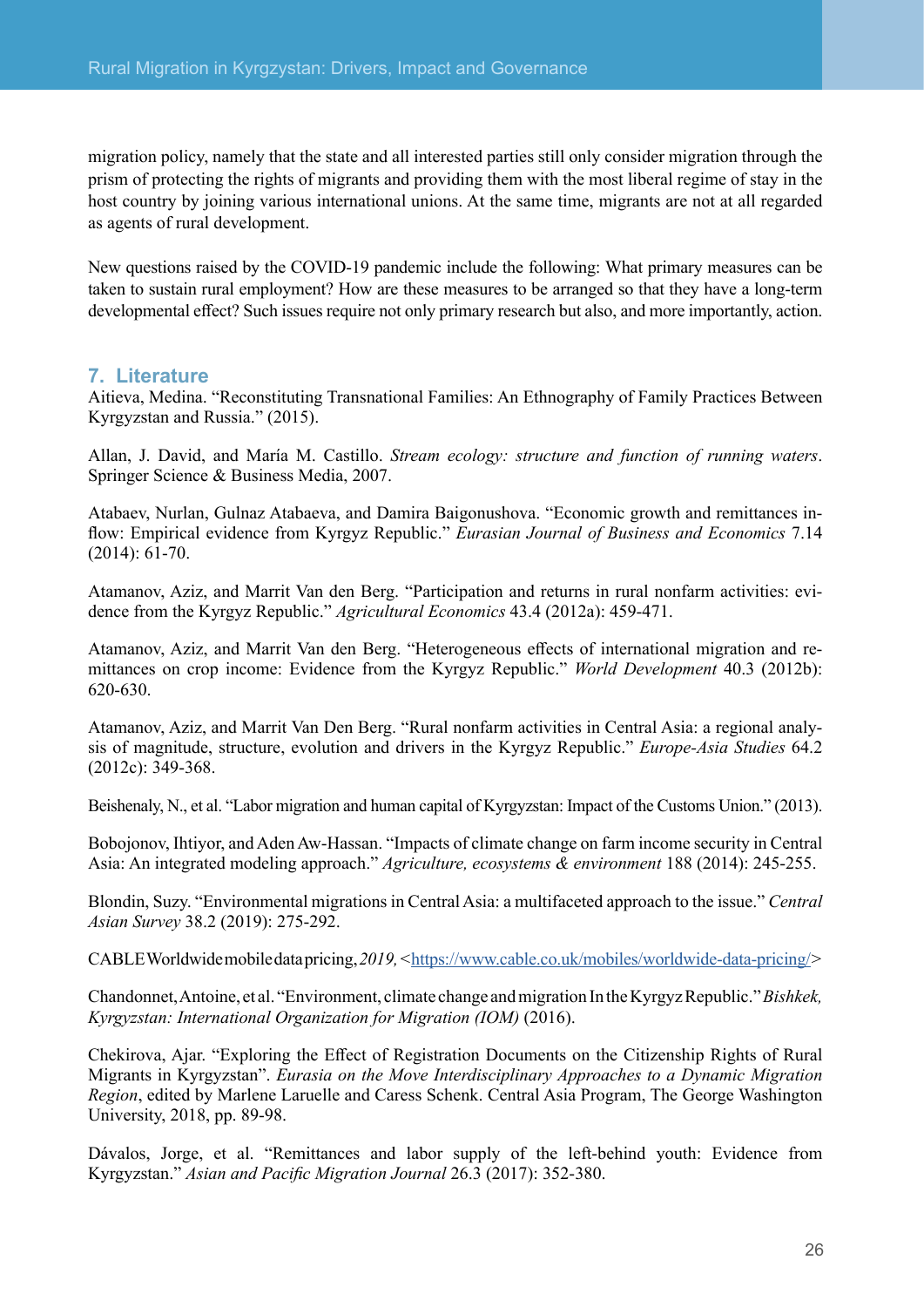migration policy, namely that the state and all interested parties still only consider migration through the prism of protecting the rights of migrants and providing them with the most liberal regime of stay in the host country by joining various international unions. At the same time, migrants are not at all regarded as agents of rural development.

New questions raised by the COVID-19 pandemic include the following: What primary measures can be taken to sustain rural employment? How are these measures to be arranged so that they have a long-term developmental effect? Such issues require not only primary research but also, and more importantly, action.

## 7. Literature

Aitieva, Medina. "Reconstituting Transnational Families: An Ethnography of Family Practices Between Kyrgyzstan and Russia." (2015).

Allan, J. David, and María M. Castillo. *Stream ecology: structure and function of running waters*. Springer Science & Business Media, 2007.

Atabaev, Nurlan, Gulnaz Atabaeva, and Damira Baigonushova. "Economic growth and remittances inflow: Empirical evidence from Kyrgyz Republic." *Eurasian Journal of Business and Economics* 7.14 (2014): 61-70.

Atamanov, Aziz, and Marrit Van den Berg. "Participation and returns in rural nonfarm activities: evidence from the Kyrgyz Republic." *Agricultural Economics* 43.4 (2012a): 459-471.

Atamanov, Aziz, and Marrit Van den Berg. "Heterogeneous effects of international migration and remittances on crop income: Evidence from the Kyrgyz Republic." *World Development* 40.3 (2012b): 620-630.

Atamanov, Aziz, and Marrit Van Den Berg. "Rural nonfarm activities in Central Asia: a regional analysis of magnitude, structure, evolution and drivers in the Kyrgyz Republic." *Europe-Asia Studies* 64.2 (2012c): 349-368.

Beishenaly, N., et al. "Labor migration and human capital of Kyrgyzstan: Impact of the Customs Union." (2013).

Bobojonov, Ihtiyor, and Aden Aw-Hassan. "Impacts of climate change on farm income security in Central Asia: An integrated modeling approach." *Agriculture, ecosystems & environment* 188 (2014): 245-255.

Blondin, Suzy. "Environmental migrations in Central Asia: a multifaceted approach to the issue." *Central Asian Survey* 38.2 (2019): 275-292.

CABLE Worldwide mobile data pricing, *2019*, <https://www.cable.co.uk/mobiles/worldwide-data-pricing/>

Chandonnet, Antoine, et al. "Environment, climate change and migration In the Kyrgyz Republic." *Bishkek, Kyrgyzstan: International Organization for Migration (IOM)* (2016).

Chekirova, Ajar. "Exploring the Effect of Registration Documents on the Citizenship Rights of Rural Migrants in Kyrgyzstan". *Eurasia on the Move Interdisciplinary Approaches to a Dynamic Migration Region*, edited by Marlene Laruelle and Caress Schenk. Central Asia Program, The George Washington University, 2018, pp. 89-98.

Dávalos, Jorge, et al. "Remittances and labor supply of the left-behind youth: Evidence from Kyrgyzstan." *Asian and Pacific Migration Journal* 26.3 (2017): 352-380.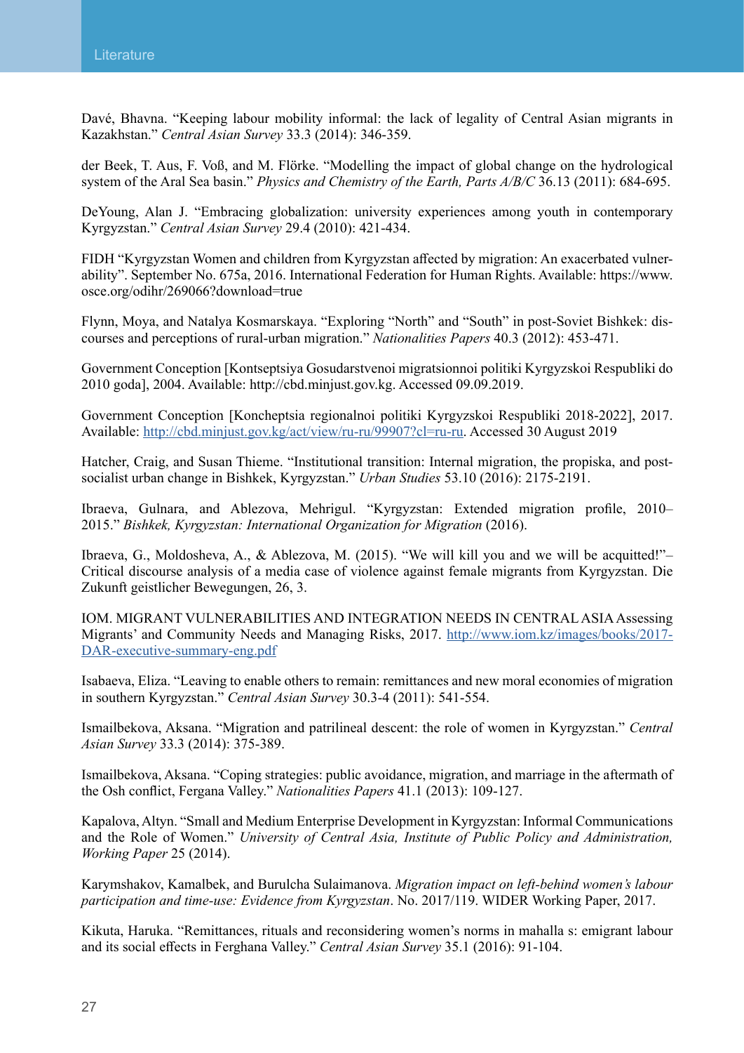Davé, Bhavna. “Keeping labour mobility informal: the lack of legality of Central Asian migrants in Kazakhstan.” *Central Asian Survey* 33.3 (2014): 346-359.

der Beek, T. Aus, F. Voß, and M. Flörke. “Modelling the impact of global change on the hydrological system of the Aral Sea basin.” *Physics and Chemistry of the Earth, Parts A/B/C* 36.13 (2011): 684-695.

DeYoung, Alan J. “Embracing globalization: university experiences among youth in contemporary Kyrgyzstan.” *Central Asian Survey* 29.4 (2010): 421-434.

FIDH “Kyrgyzstan Women and children from Kyrgyzstan affected by migration: An exacerbated vulnerability”. September No. 675a, 2016. International Federation for Human Rights. Available: https://www.osce.org/odihr/269066?download=true

Flynn, Moya, and Natalya Kosmarskaya. “Exploring “North” and “South” in post-Soviet Bishkek: discourses and perceptions of rural-urban migration.” *Nationalities Papers* 40.3 (2012): 453-471.

Government Conception [Kontseptsiya Gosudarstvenoi migratsionnoi politiki Kyrgyzskoi Respubliki do 2010 goda], 2004. Available: http://cbd.minjust.gov.kg. Accessed 09.09.2019.

Government Conception [Koncheptsia regionalnoi politiki Kyrgyzskoi Respubliki 2018-2022], 2017. Available: http://cbd.minjust.gov.kg/act/view/ru-ru/99907?cl=ru-ru. Accessed 30 August 2019

Hatcher, Craig, and Susan Thieme. “Institutional transition: Internal migration, the propiska, and post-socialist urban change in Bishkek, Kyrgyzstan.” *Urban Studies* 53.10 (2016): 2175-2191.

Ibraeva, Gulnara, and Ablezova, Mehrigul. “Kyrgyzstan: Extended migration profile, 2010–2015.” *Bishkek, Kyrgyzstan: International Organization for Migration* (2016).

Ibraeva, G., Moldosheva, A., & Ablezova, M. (2015). “We will kill you and we will be acquitted!”– Critical discourse analysis of a media case of violence against female migrants from Kyrgyzstan. Die Zukunft geistlicher Bewegungen, 26, 3.

IOM. MIGRANT VULNERABILITIES AND INTEGRATION NEEDS IN CENTRAL ASIA Assessing Migrants’ and Community Needs and Managing Risks, 2017. http://www.iom.kz/images/books/2017-DAR-executive-summary-eng.pdf

Isabaeva, Eliza. “Leaving to enable others to remain: remittances and new moral economies of migration in southern Kyrgyzstan.” *Central Asian Survey* 30.3-4 (2011): 541-554.

Ismailbekova, Aksana. “Migration and patrilineal descent: the role of women in Kyrgyzstan.” *Central Asian Survey* 33.3 (2014): 375-389.

Ismailbekova, Aksana. “Coping strategies: public avoidance, migration, and marriage in the aftermath of the Osh conflict, Fergana Valley.” *Nationalities Papers* 41.1 (2013): 109-127.

Kapalova, Altyn. “Small and Medium Enterprise Development in Kyrgyzstan: Informal Communications and the Role of Women.” *University of Central Asia, Institute of Public Policy and Administration, Working Paper* 25 (2014).

Karymshakov, Kamalbek, and Burulcha Sulaimanova. *Migration impact on left-behind women’s labour participation and time-use: Evidence from Kyrgyzstan*. No. 2017/119. WIDER Working Paper, 2017.

Kikuta, Haruka. “Remittances, rituals and reconsidering women’s norms in mahalla s: emigrant labour and its social effects in Ferghana Valley.” *Central Asian Survey* 35.1 (2016): 91-104.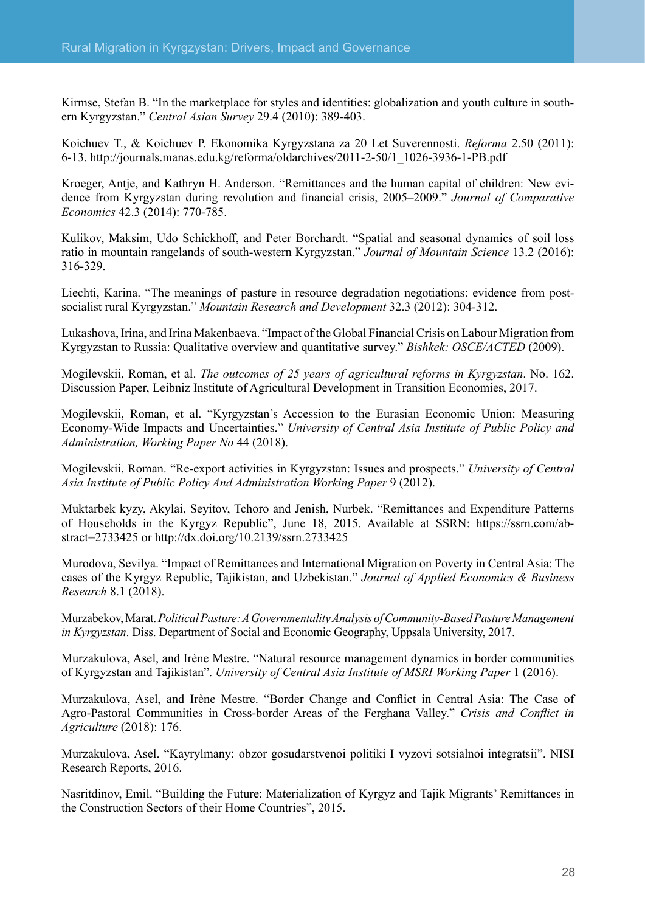Kirmse, Stefan B. "In the marketplace for styles and identities: globalization and youth culture in southern Kyrgyzstan." *Central Asian Survey* 29.4 (2010): 389-403.

Koichuev T., & Koichuev P. Ekonomika Kyrgyzstana za 20 Let Suverennosti. *Reforma* 2.50 (2011): 6-13. http://journals.manas.edu.kg/reforma/oldarchives/2011-2-50/1_1026-3936-1-PB.pdf

Kroeger, Antje, and Kathryn H. Anderson. "Remittances and the human capital of children: New evidence from Kyrgyzstan during revolution and financial crisis, 2005–2009." *Journal of Comparative Economics* 42.3 (2014): 770-785.

Kulikov, Maksim, Udo Schickhoff, and Peter Borchardt. "Spatial and seasonal dynamics of soil loss ratio in mountain rangelands of south-western Kyrgyzstan." *Journal of Mountain Science* 13.2 (2016): 316-329.

Liechti, Karina. "The meanings of pasture in resource degradation negotiations: evidence from post-socialist rural Kyrgyzstan." *Mountain Research and Development* 32.3 (2012): 304-312.

Lukashova, Irina, and Irina Makenbaeva. "Impact of the Global Financial Crisis on Labour Migration from Kyrgyzstan to Russia: Qualitative overview and quantitative survey." *Bishkek: OSCE/ACTED* (2009).

Mogilevskii, Roman, et al. *The outcomes of 25 years of agricultural reforms in Kyrgyzstan*. No. 162. Discussion Paper, Leibniz Institute of Agricultural Development in Transition Economies, 2017.

Mogilevskii, Roman, et al. "Kyrgyzstan's Accession to the Eurasian Economic Union: Measuring Economy-Wide Impacts and Uncertainties." *University of Central Asia Institute of Public Policy and Administration, Working Paper No* 44 (2018).

Mogilevskii, Roman. "Re-export activities in Kyrgyzstan: Issues and prospects." *University of Central Asia Institute of Public Policy And Administration Working Paper* 9 (2012).

Muktarbek kyzy, Akylai, Seyitov, Tchoro and Jenish, Nurbek. "Remittances and Expenditure Patterns of Households in the Kyrgyz Republic", June 18, 2015. Available at SSRN: https://ssrn.com/abstract=2733425 or http://dx.doi.org/10.2139/ssrn.2733425

Murodova, Sevilya. "Impact of Remittances and International Migration on Poverty in Central Asia: The cases of the Kyrgyz Republic, Tajikistan, and Uzbekistan." *Journal of Applied Economics & Business Research* 8.1 (2018).

Murzabekov, Marat. *Political Pasture: A Governmentality Analysis of Community-Based Pasture Management in Kyrgyzstan*. Diss. Department of Social and Economic Geography, Uppsala University, 2017.

Murzakulova, Asel, and Irène Mestre. "Natural resource management dynamics in border communities of Kyrgyzstan and Tajikistan". *University of Central Asia Institute of MSRI Working Paper* 1 (2016).

Murzakulova, Asel, and Irène Mestre. "Border Change and Conflict in Central Asia: The Case of Agro-Pastoral Communities in Cross-border Areas of the Ferghana Valley." *Crisis and Conflict in Agriculture* (2018): 176.

Murzakulova, Asel. "Kayrylmany: obzor gosudarstvenoi politiki I vyzovi sotsialnoi integratsii". NISI Research Reports, 2016.

Nasritdinov, Emil. "Building the Future: Materialization of Kyrgyz and Tajik Migrants' Remittances in the Construction Sectors of their Home Countries", 2015.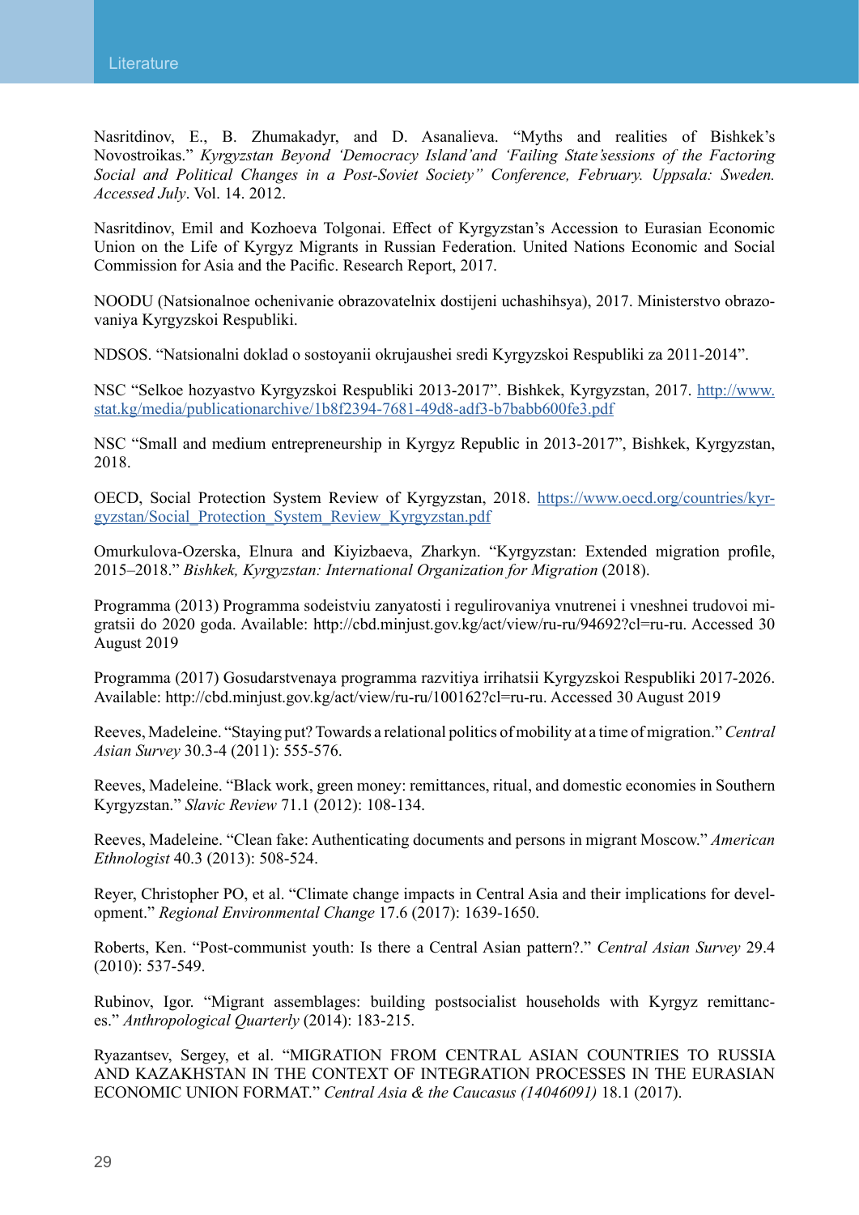Nasritdinov, E., B. Zhumakadyr, and D. Asanalieva. “Myths and realities of Bishkek's Novostroikas.” *Kyrgyzstan Beyond ‘Democracy Island’and ‘Failing State’sessions of the Factoring Social and Political Changes in a Post-Soviet Society” Conference, February. Uppsala: Sweden. Accessed July*. Vol. 14. 2012.

Nasritdinov, Emil and Kozhoeva Tolgonai. Effect of Kyrgyzstan's Accession to Eurasian Economic Union on the Life of Kyrgyz Migrants in Russian Federation. United Nations Economic and Social Commission for Asia and the Pacific. Research Report, 2017.

NOODU (Natsionalnoe ochenivanie obrazovatelnix dostijeni uchashihsya), 2017. Ministerstvo obrazovaniya Kyrgyzskoi Respubliki.

NDSOS. “Natsionalni doklad o sostoyanii okrujaushei sredi Kyrgyzskoi Respubliki za 2011-2014”.

NSC “Selkoe hozyastvo Kyrgyzskoi Respubliki 2013-2017”. Bishkek, Kyrgyzstan, 2017. http://www.stat.kg/media/publicationarchive/1b8f2394-7681-49d8-adf3-b7babb600fe3.pdf

NSC “Small and medium entrepreneurship in Kyrgyz Republic in 2013-2017”, Bishkek, Kyrgyzstan, 2018.

OECD, Social Protection System Review of Kyrgyzstan, 2018. https://www.oecd.org/countries/kyrgyzstan/Social_Protection_System_Review_Kyrgyzstan.pdf

Omurkulova-Ozerska, Elnura and Kiyizbaeva, Zharkyn. “Kyrgyzstan: Extended migration profile, 2015–2018.” *Bishkek, Kyrgyzstan: International Organization for Migration* (2018).

Programma (2013) Programma sodeistviu zanyatosti i regulirovaniya vnutrenei i vneshnei trudovoi migratsii do 2020 goda. Available: http://cbd.minjust.gov.kg/act/view/ru-ru/94692?cl=ru-ru. Accessed 30 August 2019

Programma (2017) Gosudarstvenaya programma razvitiya irrihatsii Kyrgyzskoi Respubliki 2017-2026. Available: http://cbd.minjust.gov.kg/act/view/ru-ru/100162?cl=ru-ru. Accessed 30 August 2019

Reeves, Madeleine. “Staying put? Towards a relational politics of mobility at a time of migration.” *Central Asian Survey* 30.3-4 (2011): 555-576.

Reeves, Madeleine. “Black work, green money: remittances, ritual, and domestic economies in Southern Kyrgyzstan.” *Slavic Review* 71.1 (2012): 108-134.

Reeves, Madeleine. “Clean fake: Authenticating documents and persons in migrant Moscow.” *American Ethnologist* 40.3 (2013): 508-524.

Reyer, Christopher PO, et al. “Climate change impacts in Central Asia and their implications for development.” *Regional Environmental Change* 17.6 (2017): 1639-1650.

Roberts, Ken. “Post-communist youth: Is there a Central Asian pattern?.” *Central Asian Survey* 29.4 (2010): 537-549.

Rubinov, Igor. “Migrant assemblages: building postsocialist households with Kyrgyz remittances.” *Anthropological Quarterly* (2014): 183-215.

Ryazantsev, Sergey, et al. “MIGRATION FROM CENTRAL ASIAN COUNTRIES TO RUSSIA AND KAZAKHSTAN IN THE CONTEXT OF INTEGRATION PROCESSES IN THE EURASIAN ECONOMIC UNION FORMAT.” *Central Asia & the Caucasus (14046091)* 18.1 (2017).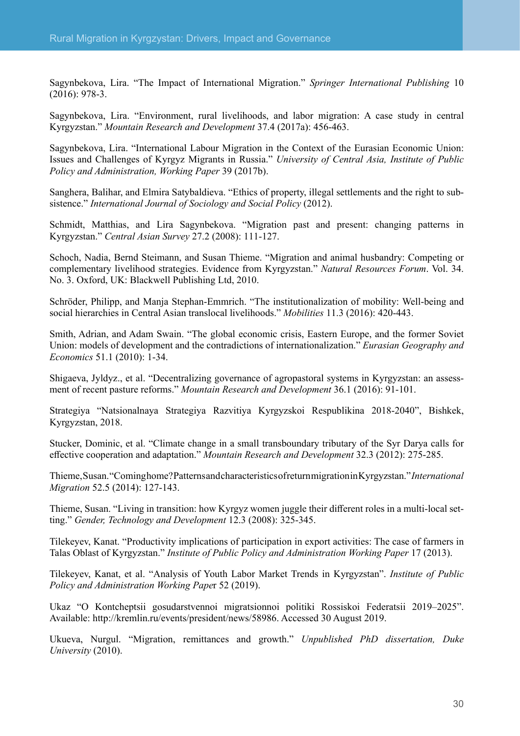Sagynbekova, Lira. “The Impact of International Migration.” *Springer International Publishing* 10 (2016): 978-3.

Sagynbekova, Lira. “Environment, rural livelihoods, and labor migration: A case study in central Kyrgyzstan.” *Mountain Research and Development* 37.4 (2017a): 456-463.

Sagynbekova, Lira. “International Labour Migration in the Context of the Eurasian Economic Union: Issues and Challenges of Kyrgyz Migrants in Russia.” *University of Central Asia, Institute of Public Policy and Administration, Working Paper* 39 (2017b).

Sanghera, Balihar, and Elmira Satybaldieva. “Ethics of property, illegal settlements and the right to subsistence.” *International Journal of Sociology and Social Policy* (2012).

Schmidt, Matthias, and Lira Sagynbekova. “Migration past and present: changing patterns in Kyrgyzstan.” *Central Asian Survey* 27.2 (2008): 111-127.

Schoch, Nadia, Bernd Steimann, and Susan Thieme. “Migration and animal husbandry: Competing or complementary livelihood strategies. Evidence from Kyrgyzstan.” *Natural Resources Forum*. Vol. 34. No. 3. Oxford, UK: Blackwell Publishing Ltd, 2010.

Schröder, Philipp, and Manja Stephan-Emmrich. “The institutionalization of mobility: Well-being and social hierarchies in Central Asian translocal livelihoods.” *Mobilities* 11.3 (2016): 420-443.

Smith, Adrian, and Adam Swain. “The global economic crisis, Eastern Europe, and the former Soviet Union: models of development and the contradictions of internationalization.” *Eurasian Geography and Economics* 51.1 (2010): 1-34.

Shigaeva, Jyldyz., et al. “Decentralizing governance of agropastoral systems in Kyrgyzstan: an assessment of recent pasture reforms.” *Mountain Research and Development* 36.1 (2016): 91-101.

Strategiya “Natsionalnaya Strategiya Razvitiya Kyrgyzskoi Respublikina 2018-2040”, Bishkek, Kyrgyzstan, 2018.

Stucker, Dominic, et al. “Climate change in a small transboundary tributary of the Syr Darya calls for effective cooperation and adaptation.” *Mountain Research and Development* 32.3 (2012): 275-285.

Thieme, Susan. “Coming home? Patterns and characteristics of return migration in Kyrgyzstan.” *International Migration* 52.5 (2014): 127-143.

Thieme, Susan. “Living in transition: how Kyrgyz women juggle their different roles in a multi-local setting.” *Gender, Technology and Development* 12.3 (2008): 325-345.

Tilekeyev, Kanat. “Productivity implications of participation in export activities: The case of farmers in Talas Oblast of Kyrgyzstan.” *Institute of Public Policy and Administration Working Paper* 17 (2013).

Tilekeyev, Kanat, et al. “Analysis of Youth Labor Market Trends in Kyrgyzstan”. *Institute of Public Policy and Administration Working Paper* 52 (2019).

Ukaz “O Kontcheptsii gosudarstvennoi migratsionnoi politiki Rossiskoi Federatsii 2019–2025”. Available: http://kremlin.ru/events/president/news/58986. Accessed 30 August 2019.

Ukueva, Nurgul. “Migration, remittances and growth.” *Unpublished PhD dissertation, Duke University* (2010).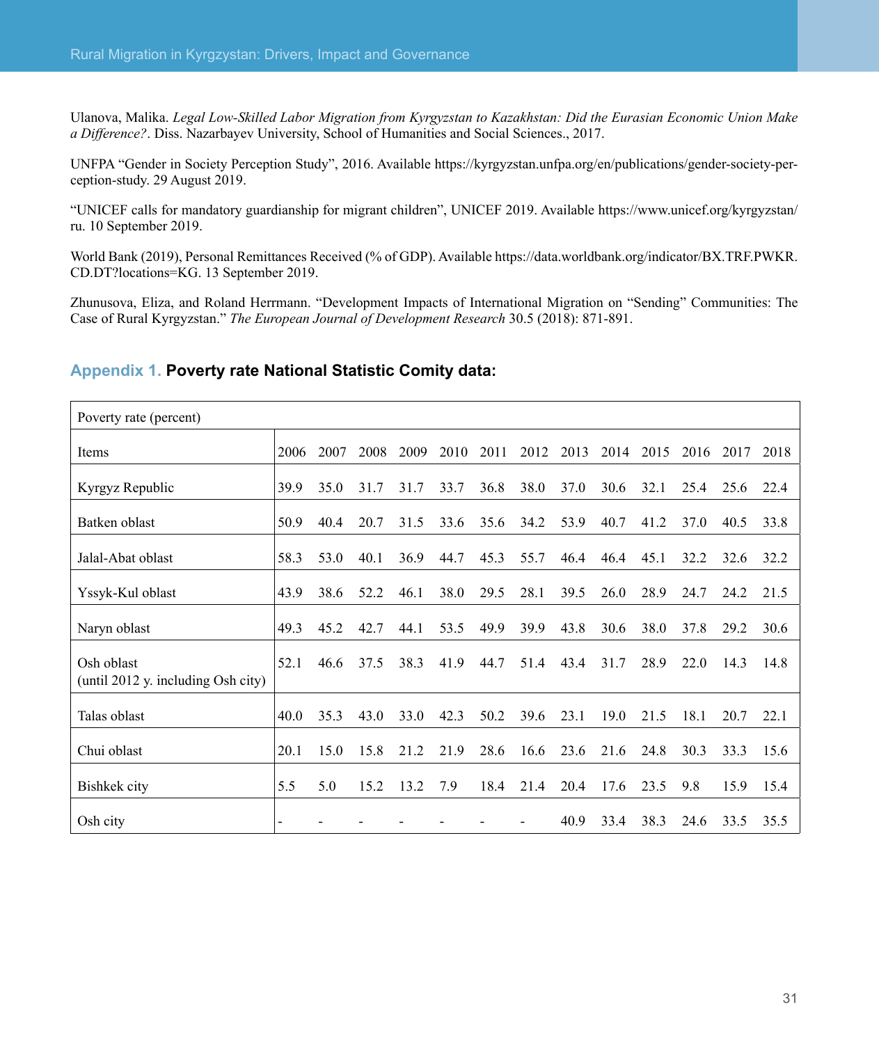Ulanova, Malika. *Legal Low-Skilled Labor Migration from Kyrgyzstan to Kazakhstan: Did the Eurasian Economic Union Make a Difference?*. Diss. Nazarbayev University, School of Humanities and Social Sciences., 2017.

UNFPA "Gender in Society Perception Study", 2016. Available https://kyrgyzstan.unfpa.org/en/publications/gender-society-perception-study. 29 August 2019.

"UNICEF calls for mandatory guardianship for migrant children", UNICEF 2019. Available https://www.unicef.org/kyrgyzstan/ru. 10 September 2019.

World Bank (2019), Personal Remittances Received (% of GDP). Available https://data.worldbank.org/indicator/BX.TRF.PWKR.CD.DT?locations=KG. 13 September 2019.

Zhunusova, Eliza, and Roland Herrmann. "Development Impacts of International Migration on "Sending" Communities: The Case of Rural Kyrgyzstan." *The European Journal of Development Research* 30.5 (2018): 871-891.

## Appendix 1. **Poverty rate National Statistic Comity data:**

| Poverty rate (percent) | | | | | | | | | | | | | |
|---|---|---|---|---|---|---|---|---|---|---|---|---|---|
| Items | 2006 | 2007 | 2008 | 2009 | 2010 | 2011 | 2012 | 2013 | 2014 | 2015 | 2016 | 2017 | 2018 |
| Kyrgyz Republic | 39.9 | 35.0 | 31.7 | 31.7 | 33.7 | 36.8 | 38.0 | 37.0 | 30.6 | 32.1 | 25.4 | 25.6 | 22.4 |
| Batken oblast | 50.9 | 40.4 | 20.7 | 31.5 | 33.6 | 35.6 | 34.2 | 53.9 | 40.7 | 41.2 | 37.0 | 40.5 | 33.8 |
| Jalal-Abat oblast | 58.3 | 53.0 | 40.1 | 36.9 | 44.7 | 45.3 | 55.7 | 46.4 | 46.4 | 45.1 | 32.2 | 32.6 | 32.2 |
| Yssyk-Kul oblast | 43.9 | 38.6 | 52.2 | 46.1 | 38.0 | 29.5 | 28.1 | 39.5 | 26.0 | 28.9 | 24.7 | 24.2 | 21.5 |
| Naryn oblast | 49.3 | 45.2 | 42.7 | 44.1 | 53.5 | 49.9 | 39.9 | 43.8 | 30.6 | 38.0 | 37.8 | 29.2 | 30.6 |
| Osh oblast (until 2012 y. including Osh city) | 52.1 | 46.6 | 37.5 | 38.3 | 41.9 | 44.7 | 51.4 | 43.4 | 31.7 | 28.9 | 22.0 | 14.3 | 14.8 |
| Talas oblast | 40.0 | 35.3 | 43.0 | 33.0 | 42.3 | 50.2 | 39.6 | 23.1 | 19.0 | 21.5 | 18.1 | 20.7 | 22.1 |
| Chui oblast | 20.1 | 15.0 | 15.8 | 21.2 | 21.9 | 28.6 | 16.6 | 23.6 | 21.6 | 24.8 | 30.3 | 33.3 | 15.6 |
| Bishkek city | 5.5 | 5.0 | 15.2 | 13.2 | 7.9 | 18.4 | 21.4 | 20.4 | 17.6 | 23.5 | 9.8 | 15.9 | 15.4 |
| Osh city | - | - | - | - | - | - | - | 40.9 | 33.4 | 38.3 | 24.6 | 33.5 | 35.5 |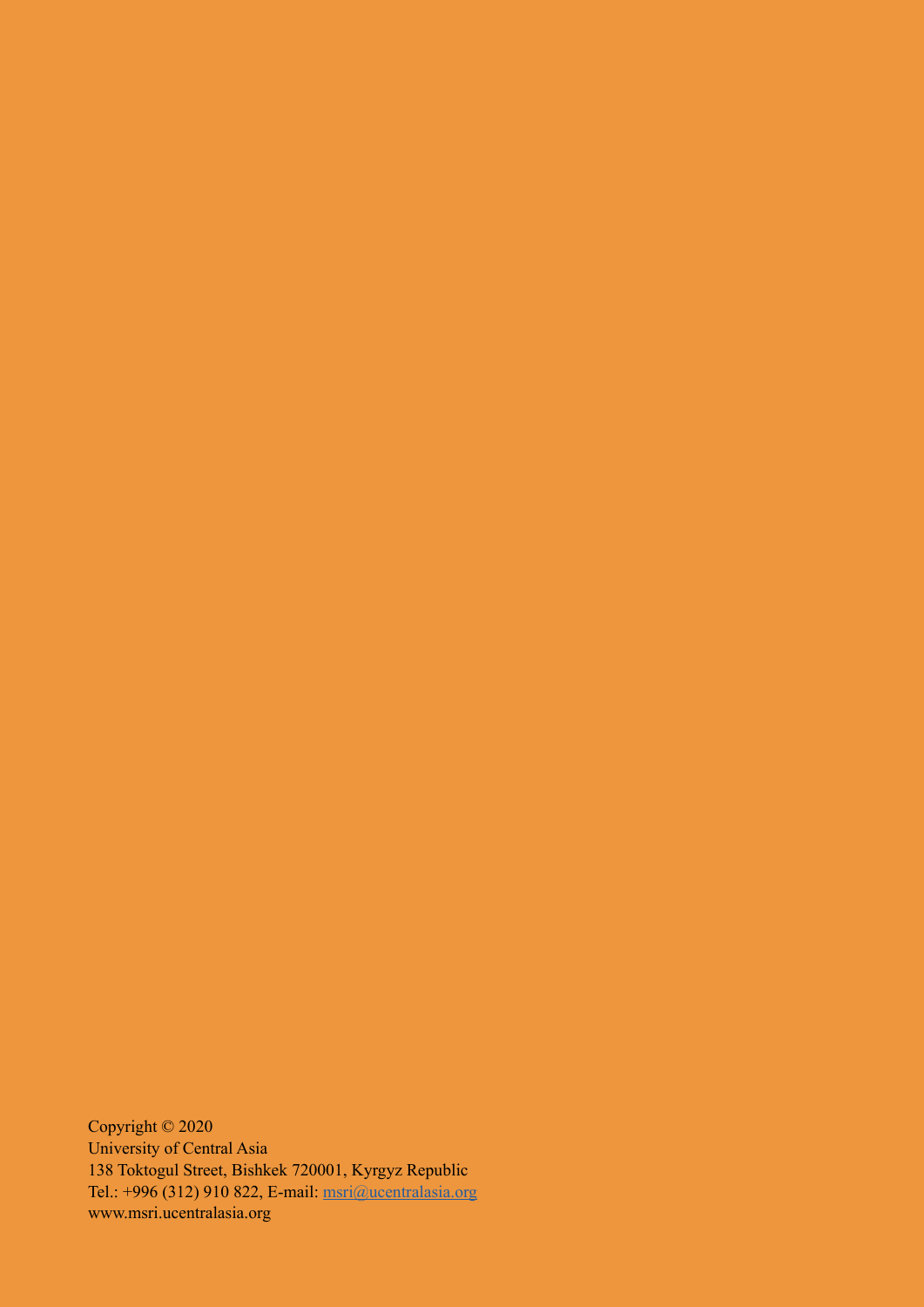Copyright © 2020
University of Central Asia
138 Toktogul Street, Bishkek 720001, Kyrgyz Republic
Tel.: +996 (312) 910 822, E-mail: msri@ucentralasia.org
www.msri.ucentralasia.org